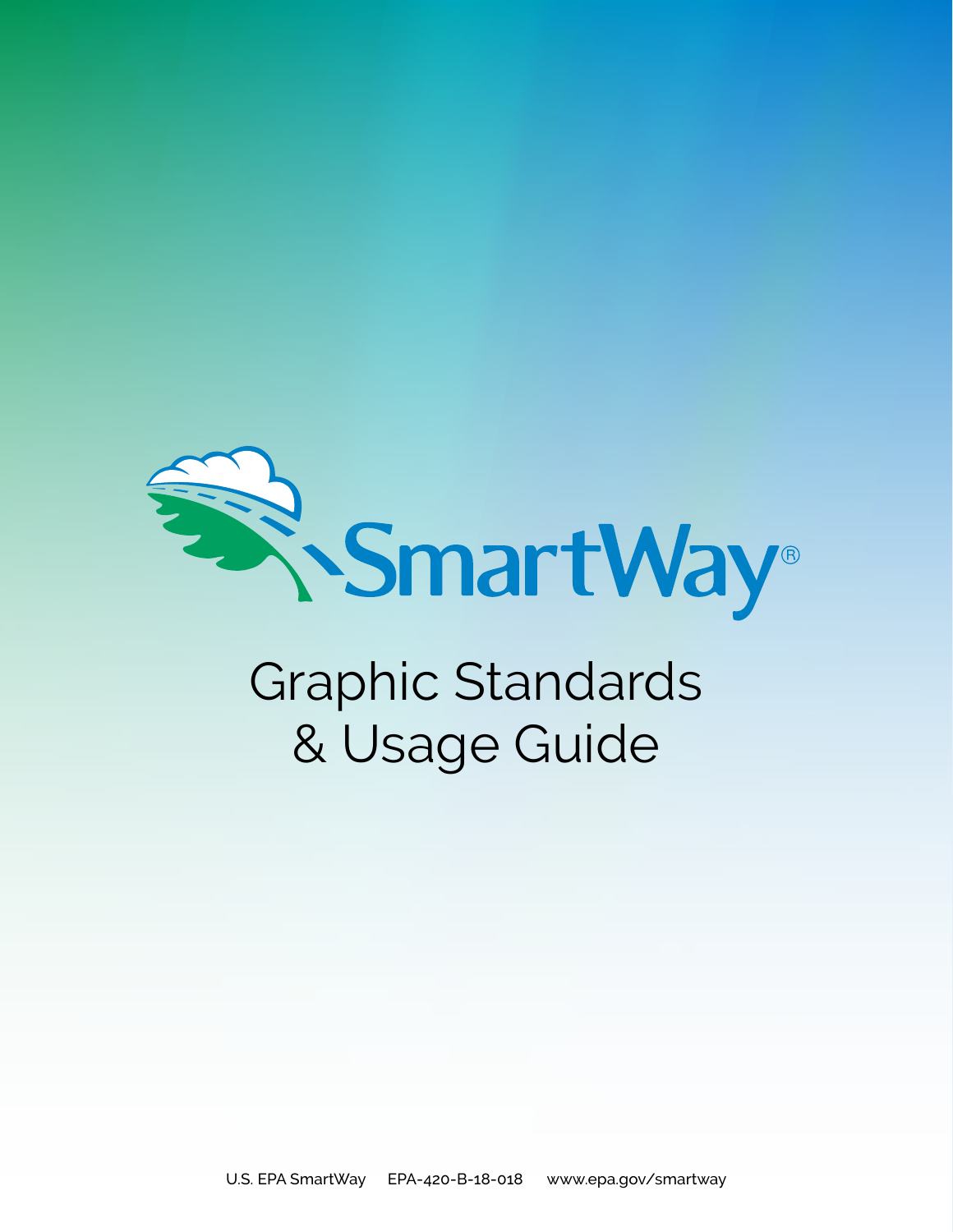SmartWay®

# Graphic Standards & Usage Guide

U.S. EPA SmartWay EPA-420-B-18-018 www.epa.gov/smartway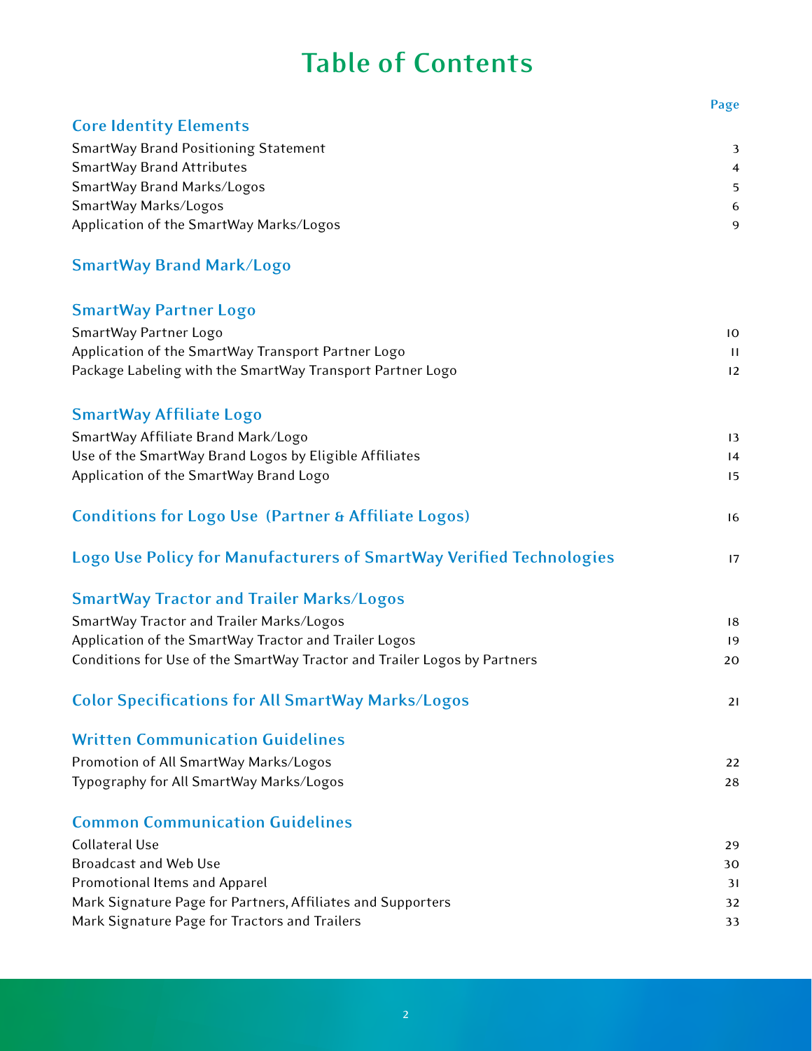# Table of Contents

| | Page |
|---|---|
| **Core Identity Elements** | |
| SmartWay Brand Positioning Statement | 3 |
| SmartWay Brand Attributes | 4 |
| SmartWay Brand Marks/Logos | 5 |
| SmartWay Marks/Logos | 6 |
| Application of the SmartWay Marks/Logos | 9 |
| **SmartWay Brand Mark/Logo** | |
| **SmartWay Partner Logo** | |
| SmartWay Partner Logo | 10 |
| Application of the SmartWay Transport Partner Logo | 11 |
| Package Labeling with the SmartWay Transport Partner Logo | 12 |
| **SmartWay Affiliate Logo** | |
| SmartWay Affiliate Brand Mark/Logo | 13 |
| Use of the SmartWay Brand Logos by Eligible Affiliates | 14 |
| Application of the SmartWay Brand Logo | 15 |
| **Conditions for Logo Use (Partner & Affiliate Logos)** | 16 |
| **Logo Use Policy for Manufacturers of SmartWay Verified Technologies** | 17 |
| **SmartWay Tractor and Trailer Marks/Logos** | |
| SmartWay Tractor and Trailer Marks/Logos | 18 |
| Application of the SmartWay Tractor and Trailer Logos | 19 |
| Conditions for Use of the SmartWay Tractor and Trailer Logos by Partners | 20 |
| **Color Specifications for All SmartWay Marks/Logos** | 21 |
| **Written Communication Guidelines** | |
| Promotion of All SmartWay Marks/Logos | 22 |
| Typography for All SmartWay Marks/Logos | 28 |
| **Common Communication Guidelines** | |
| Collateral Use | 29 |
| Broadcast and Web Use | 30 |
| Promotional Items and Apparel | 31 |
| Mark Signature Page for Partners, Affiliates and Supporters | 32 |
| Mark Signature Page for Tractors and Trailers | 33 |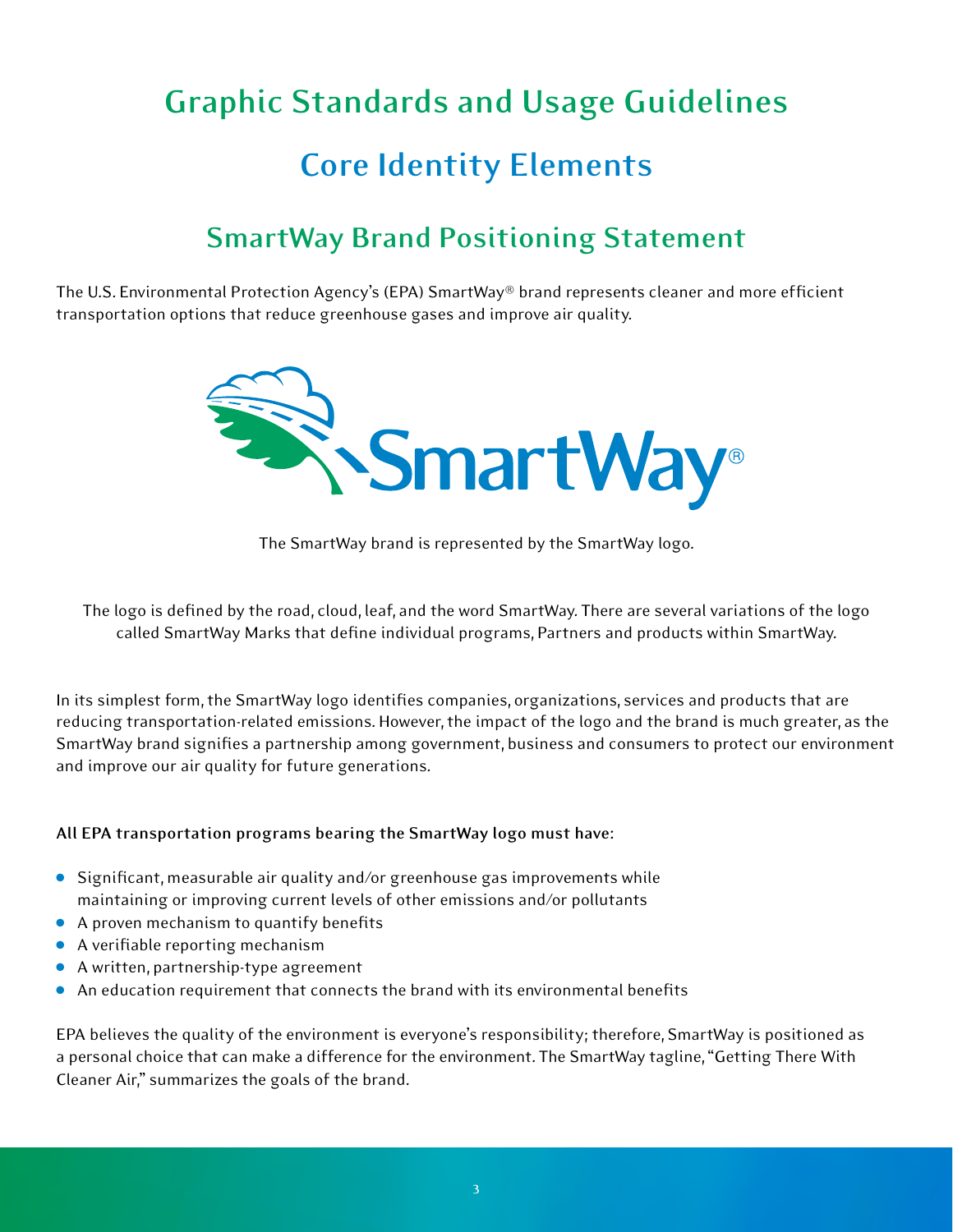# Graphic Standards and Usage Guidelines

## Core Identity Elements

### SmartWay Brand Positioning Statement

The U.S. Environmental Protection Agency's (EPA) SmartWay® brand represents cleaner and more efficient transportation options that reduce greenhouse gases and improve air quality.

The SmartWay brand is represented by the SmartWay logo.

The logo is defined by the road, cloud, leaf, and the word SmartWay. There are several variations of the logo called SmartWay Marks that define individual programs, Partners and products within SmartWay.

In its simplest form, the SmartWay logo identifies companies, organizations, services and products that are reducing transportation-related emissions. However, the impact of the logo and the brand is much greater, as the SmartWay brand signifies a partnership among government, business and consumers to protect our environment and improve our air quality for future generations.

**All EPA transportation programs bearing the SmartWay logo must have:**

- Significant, measurable air quality and/or greenhouse gas improvements while maintaining or improving current levels of other emissions and/or pollutants
- A proven mechanism to quantify benefits
- A verifiable reporting mechanism
- A written, partnership-type agreement
- An education requirement that connects the brand with its environmental benefits

EPA believes the quality of the environment is everyone's responsibility; therefore, SmartWay is positioned as a personal choice that can make a difference for the environment. The SmartWay tagline, "Getting There With Cleaner Air," summarizes the goals of the brand.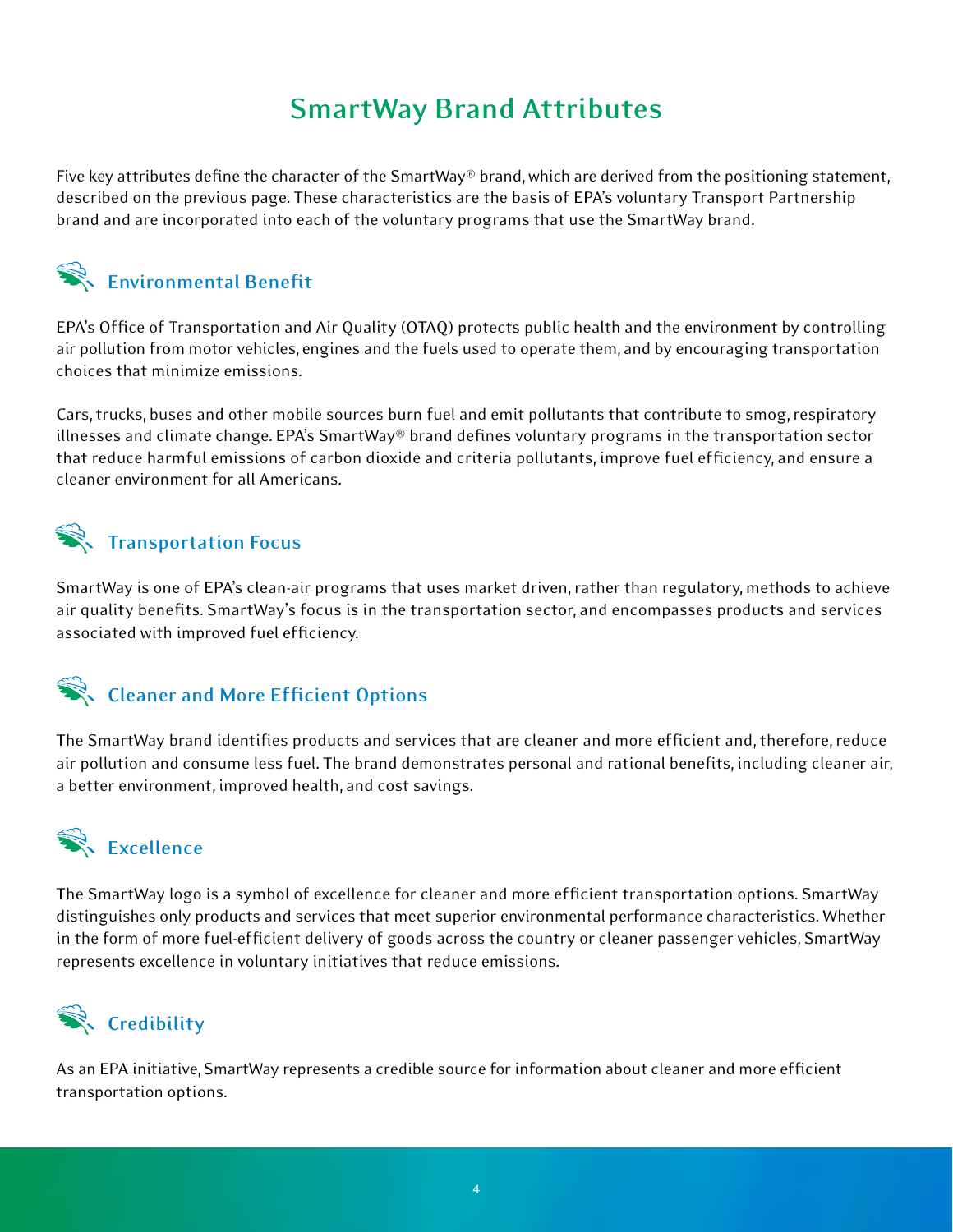# SmartWay Brand Attributes

Five key attributes define the character of the SmartWay® brand, which are derived from the positioning statement, described on the previous page. These characteristics are the basis of EPA's voluntary Transport Partnership brand and are incorporated into each of the voluntary programs that use the SmartWay brand.

## Environmental Benefit

EPA's Office of Transportation and Air Quality (OTAQ) protects public health and the environment by controlling air pollution from motor vehicles, engines and the fuels used to operate them, and by encouraging transportation choices that minimize emissions.

Cars, trucks, buses and other mobile sources burn fuel and emit pollutants that contribute to smog, respiratory illnesses and climate change. EPA's SmartWay® brand defines voluntary programs in the transportation sector that reduce harmful emissions of carbon dioxide and criteria pollutants, improve fuel efficiency, and ensure a cleaner environment for all Americans.

## Transportation Focus

SmartWay is one of EPA's clean-air programs that uses market driven, rather than regulatory, methods to achieve air quality benefits. SmartWay's focus is in the transportation sector, and encompasses products and services associated with improved fuel efficiency.

## Cleaner and More Efficient Options

The SmartWay brand identifies products and services that are cleaner and more efficient and, therefore, reduce air pollution and consume less fuel. The brand demonstrates personal and rational benefits, including cleaner air, a better environment, improved health, and cost savings.

## Excellence

The SmartWay logo is a symbol of excellence for cleaner and more efficient transportation options. SmartWay distinguishes only products and services that meet superior environmental performance characteristics. Whether in the form of more fuel-efficient delivery of goods across the country or cleaner passenger vehicles, SmartWay represents excellence in voluntary initiatives that reduce emissions.

## Credibility

As an EPA initiative, SmartWay represents a credible source for information about cleaner and more efficient transportation options.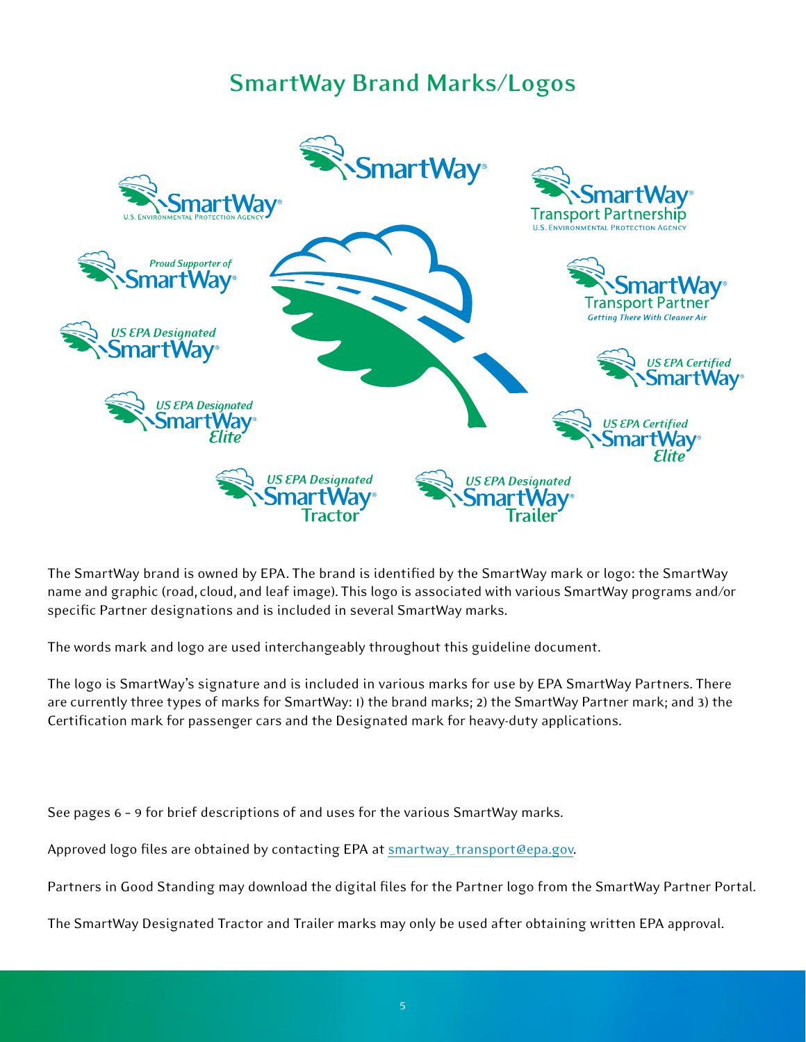# SmartWay Brand Marks/Logos

The SmartWay brand is owned by EPA. The brand is identified by the SmartWay mark or logo: the SmartWay name and graphic (road, cloud, and leaf image). This logo is associated with various SmartWay programs and/or specific Partner designations and is included in several SmartWay marks.

The words mark and logo are used interchangeably throughout this guideline document.

The logo is SmartWay's signature and is included in various marks for use by EPA SmartWay Partners. There are currently three types of marks for SmartWay: 1) the brand marks; 2) the SmartWay Partner mark; and 3) the Certification mark for passenger cars and the Designated mark for heavy-duty applications.

See pages 6 - 9 for brief descriptions of and uses for the various SmartWay marks.

Approved logo files are obtained by contacting EPA at smartway_transport@epa.gov.

Partners in Good Standing may download the digital files for the Partner logo from the SmartWay Partner Portal.

The SmartWay Designated Tractor and Trailer marks may only be used after obtaining written EPA approval.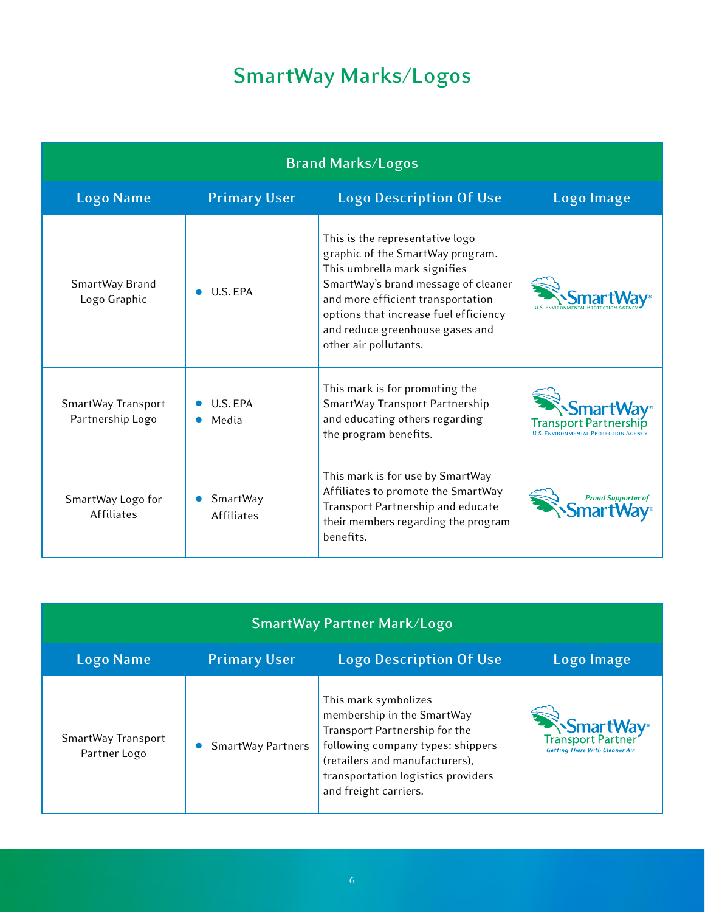# SmartWay Marks/Logos

| Brand Marks/Logos | | | |
|---|---|---|---|
| **Logo Name** | **Primary User** | **Logo Description Of Use** | **Logo Image** |
| SmartWay Brand Logo Graphic | • U.S. EPA | This is the representative logo graphic of the SmartWay program. This umbrella mark signifies SmartWay's brand message of cleaner and more efficient transportation options that increase fuel efficiency and reduce greenhouse gases and other air pollutants. | SmartWay® U.S. Environmental Protection Agency |
| SmartWay Transport Partnership Logo | • U.S. EPA<br>• Media | This mark is for promoting the SmartWay Transport Partnership and educating others regarding the program benefits. | SmartWay® Transport Partnership U.S. Environmental Protection Agency |
| SmartWay Logo for Affiliates | • SmartWay Affiliates | This mark is for use by SmartWay Affiliates to promote the SmartWay Transport Partnership and educate their members regarding the program benefits. | Proud Supporter of SmartWay® |

| SmartWay Partner Mark/Logo | | | |
|---|---|---|---|
| **Logo Name** | **Primary User** | **Logo Description Of Use** | **Logo Image** |
| SmartWay Transport Partner Logo | • SmartWay Partners | This mark symbolizes membership in the SmartWay Transport Partnership for the following company types: shippers (retailers and manufacturers), transportation logistics providers and freight carriers. | SmartWay® Transport Partner Getting There With Cleaner Air |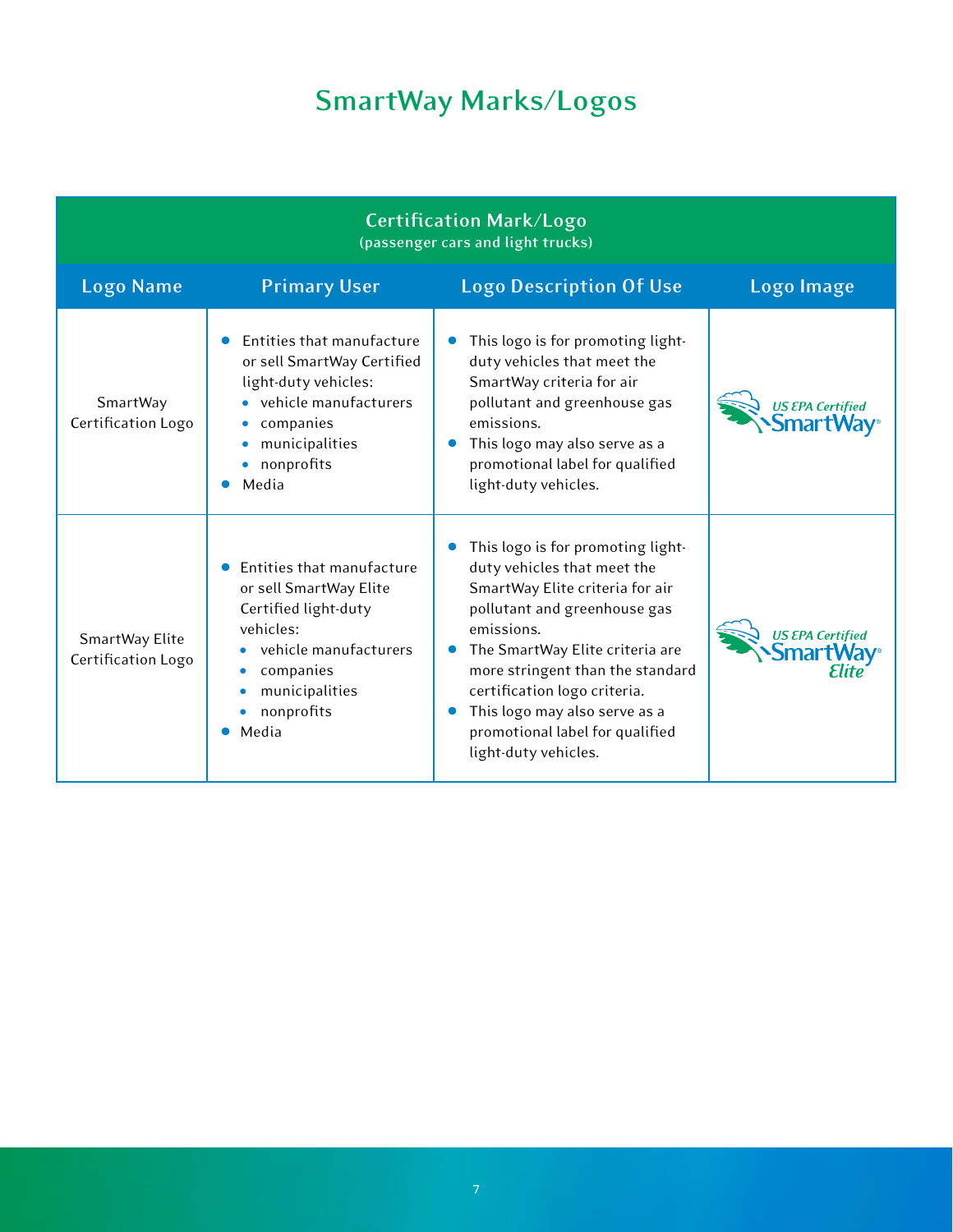# SmartWay Marks/Logos

| Certification Mark/Logo (passenger cars and light trucks) | | | |
|---|---|---|---|
| **Logo Name** | **Primary User** | **Logo Description Of Use** | **Logo Image** |
| SmartWay Certification Logo | • Entities that manufacture or sell SmartWay Certified light-duty vehicles: ◦ vehicle manufacturers ◦ companies ◦ municipalities ◦ nonprofits • Media | • This logo is for promoting light-duty vehicles that meet the SmartWay criteria for air pollutant and greenhouse gas emissions. • This logo may also serve as a promotional label for qualified light-duty vehicles. | US EPA Certified SmartWay® |
| SmartWay Elite Certification Logo | • Entities that manufacture or sell SmartWay Elite Certified light-duty vehicles: ◦ vehicle manufacturers ◦ companies ◦ municipalities ◦ nonprofits • Media | • This logo is for promoting light-duty vehicles that meet the SmartWay Elite criteria for air pollutant and greenhouse gas emissions. • The SmartWay Elite criteria are more stringent than the standard certification logo criteria. • This logo may also serve as a promotional label for qualified light-duty vehicles. | US EPA Certified SmartWay® Elite |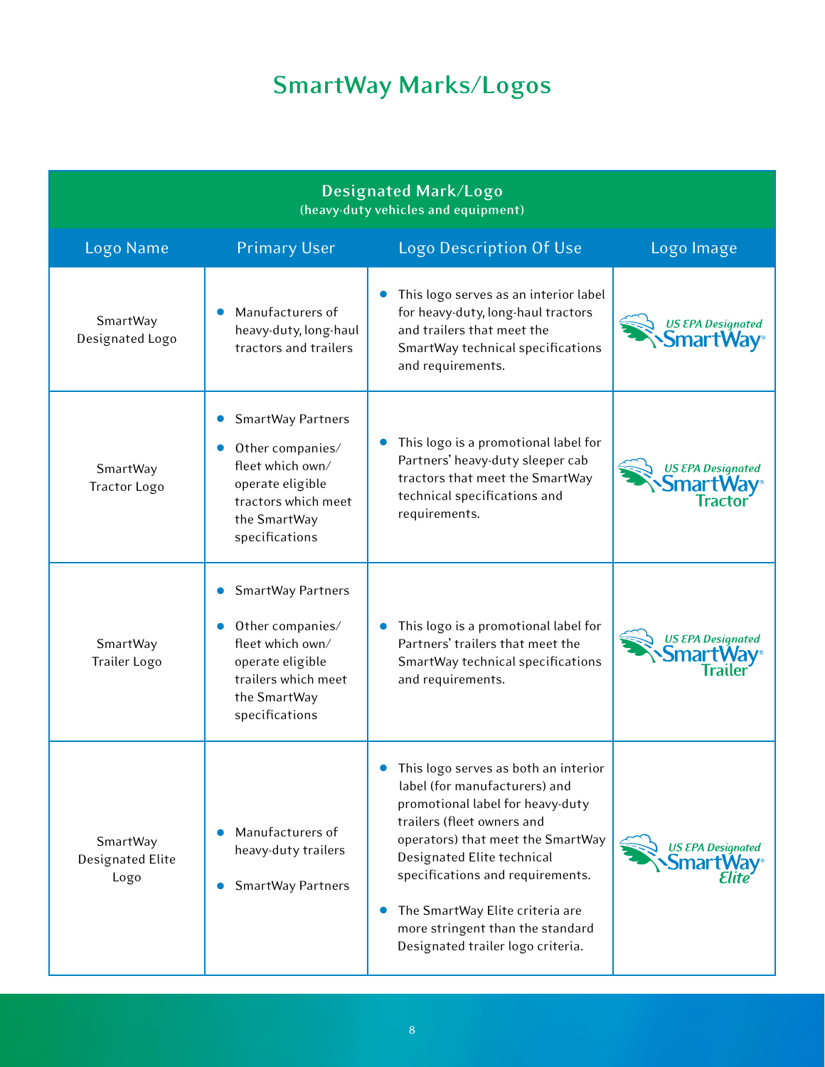# SmartWay Marks/Logos

| Designated Mark/Logo (heavy-duty vehicles and equipment) | | | |
|---|---|---|---|
| Logo Name | Primary User | Logo Description Of Use | Logo Image |
| SmartWay Designated Logo | • Manufacturers of heavy-duty, long-haul tractors and trailers | • This logo serves as an interior label for heavy-duty, long-haul tractors and trailers that meet the SmartWay technical specifications and requirements. | US EPA Designated SmartWay® |
| SmartWay Tractor Logo | • SmartWay Partners<br>• Other companies/fleet which own/operate eligible tractors which meet the SmartWay specifications | • This logo is a promotional label for Partners' heavy-duty sleeper cab tractors that meet the SmartWay technical specifications and requirements. | US EPA Designated SmartWay® Tractor |
| SmartWay Trailer Logo | • SmartWay Partners<br>• Other companies/fleet which own/operate eligible trailers which meet the SmartWay specifications | • This logo is a promotional label for Partners' trailers that meet the SmartWay technical specifications and requirements. | US EPA Designated SmartWay® Trailer |
| SmartWay Designated Elite Logo | • Manufacturers of heavy-duty trailers<br>• SmartWay Partners | • This logo serves as both an interior label (for manufacturers) and promotional label for heavy-duty trailers (fleet owners and operators) that meet the SmartWay Designated Elite technical specifications and requirements.<br>• The SmartWay Elite criteria are more stringent than the standard Designated trailer logo criteria. | US EPA Designated SmartWay® Elite |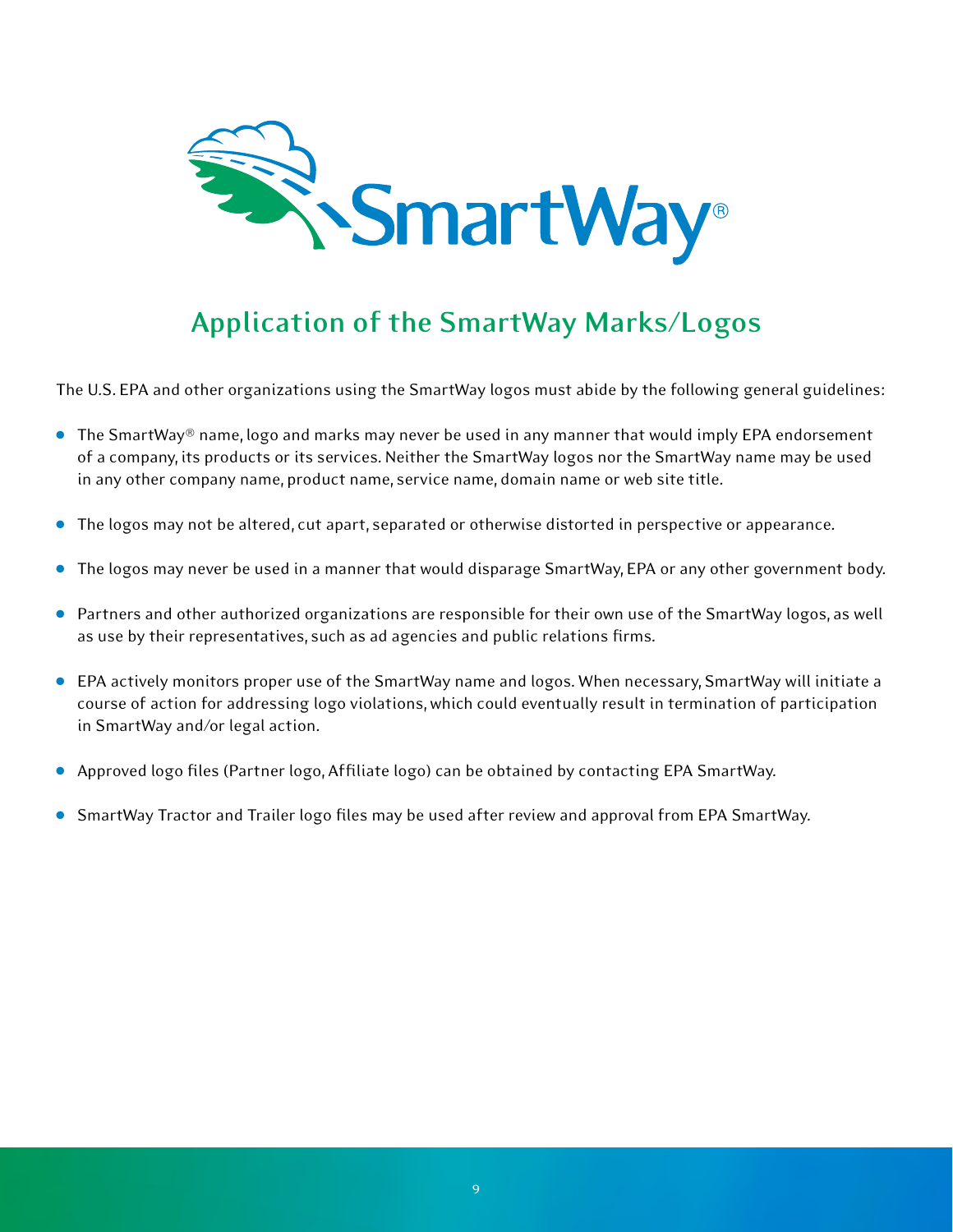## Application of the SmartWay Marks/Logos

The U.S. EPA and other organizations using the SmartWay logos must abide by the following general guidelines:

- The SmartWay® name, logo and marks may never be used in any manner that would imply EPA endorsement of a company, its products or its services. Neither the SmartWay logos nor the SmartWay name may be used in any other company name, product name, service name, domain name or web site title.
- The logos may not be altered, cut apart, separated or otherwise distorted in perspective or appearance.
- The logos may never be used in a manner that would disparage SmartWay, EPA or any other government body.
- Partners and other authorized organizations are responsible for their own use of the SmartWay logos, as well as use by their representatives, such as ad agencies and public relations firms.
- EPA actively monitors proper use of the SmartWay name and logos. When necessary, SmartWay will initiate a course of action for addressing logo violations, which could eventually result in termination of participation in SmartWay and/or legal action.
- Approved logo files (Partner logo, Affiliate logo) can be obtained by contacting EPA SmartWay.
- SmartWay Tractor and Trailer logo files may be used after review and approval from EPA SmartWay.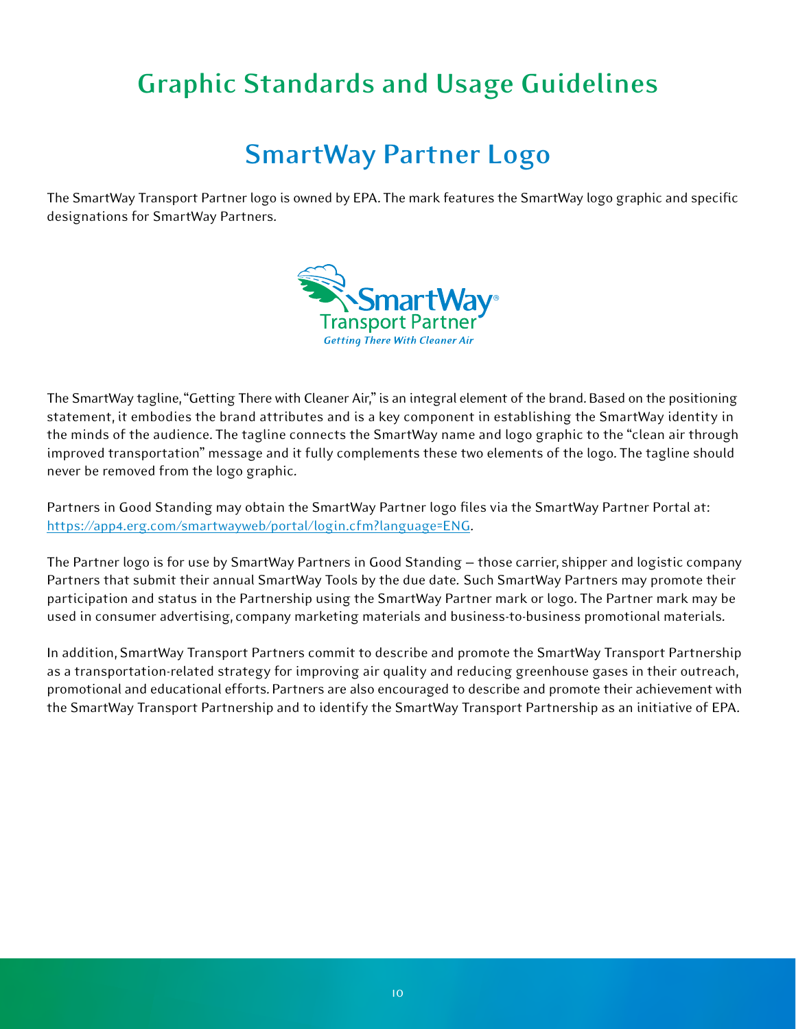# Graphic Standards and Usage Guidelines

## SmartWay Partner Logo

The SmartWay Transport Partner logo is owned by EPA. The mark features the SmartWay logo graphic and specific designations for SmartWay Partners.

SmartWay®
Transport Partner
*Getting There With Cleaner Air*

The SmartWay tagline, "Getting There with Cleaner Air," is an integral element of the brand. Based on the positioning statement, it embodies the brand attributes and is a key component in establishing the SmartWay identity in the minds of the audience. The tagline connects the SmartWay name and logo graphic to the "clean air through improved transportation" message and it fully complements these two elements of the logo. The tagline should never be removed from the logo graphic.

Partners in Good Standing may obtain the SmartWay Partner logo files via the SmartWay Partner Portal at: https://app4.erg.com/smartwayweb/portal/login.cfm?language=ENG.

The Partner logo is for use by SmartWay Partners in Good Standing – those carrier, shipper and logistic company Partners that submit their annual SmartWay Tools by the due date. Such SmartWay Partners may promote their participation and status in the Partnership using the SmartWay Partner mark or logo. The Partner mark may be used in consumer advertising, company marketing materials and business-to-business promotional materials.

In addition, SmartWay Transport Partners commit to describe and promote the SmartWay Transport Partnership as a transportation-related strategy for improving air quality and reducing greenhouse gases in their outreach, promotional and educational efforts. Partners are also encouraged to describe and promote their achievement with the SmartWay Transport Partnership and to identify the SmartWay Transport Partnership as an initiative of EPA.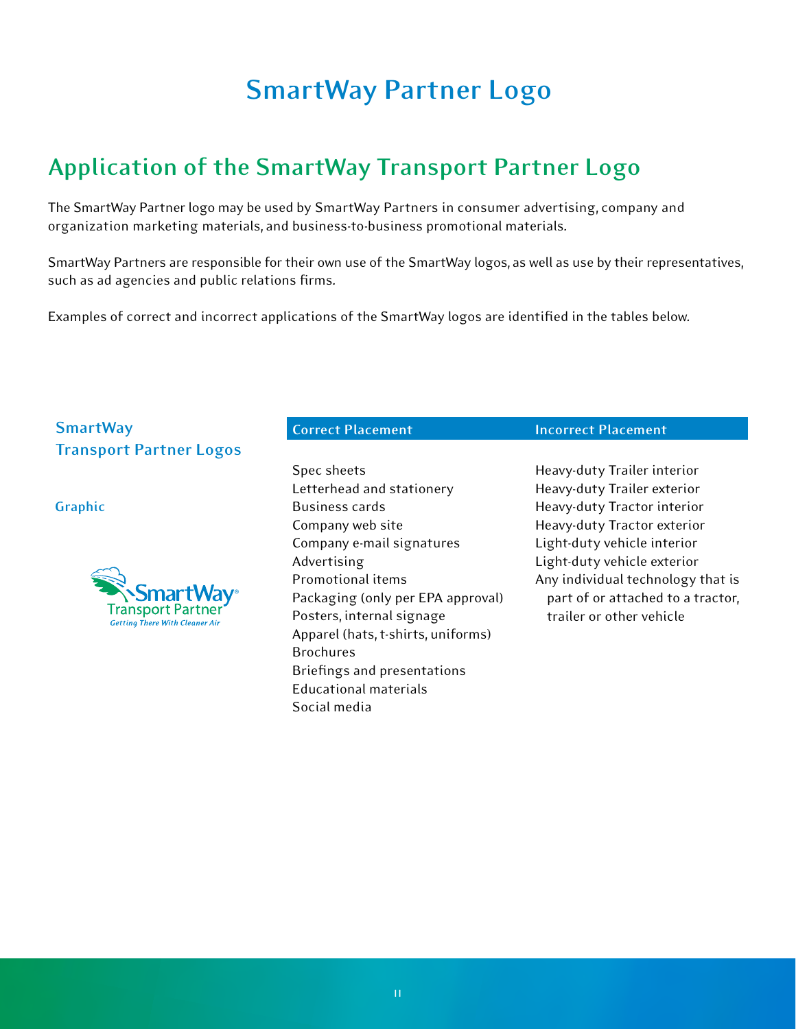# SmartWay Partner Logo

## Application of the SmartWay Transport Partner Logo

The SmartWay Partner logo may be used by SmartWay Partners in consumer advertising, company and organization marketing materials, and business-to-business promotional materials.

SmartWay Partners are responsible for their own use of the SmartWay logos, as well as use by their representatives, such as ad agencies and public relations firms.

Examples of correct and incorrect applications of the SmartWay logos are identified in the tables below.

### SmartWay Transport Partner Logos

**Graphic**

SmartWay® Transport Partner
*Getting There With Cleaner Air*

| Correct Placement | Incorrect Placement |
|---|---|
| Spec sheets | Heavy-duty Trailer interior |
| Letterhead and stationery | Heavy-duty Trailer exterior |
| Business cards | Heavy-duty Tractor interior |
| Company web site | Heavy-duty Tractor exterior |
| Company e-mail signatures | Light-duty vehicle interior |
| Advertising | Light-duty vehicle exterior |
| Promotional items | Any individual technology that is part of or attached to a tractor, trailer or other vehicle |
| Packaging (only per EPA approval) | |
| Posters, internal signage | |
| Apparel (hats, t-shirts, uniforms) | |
| Brochures | |
| Briefings and presentations | |
| Educational materials | |
| Social media | |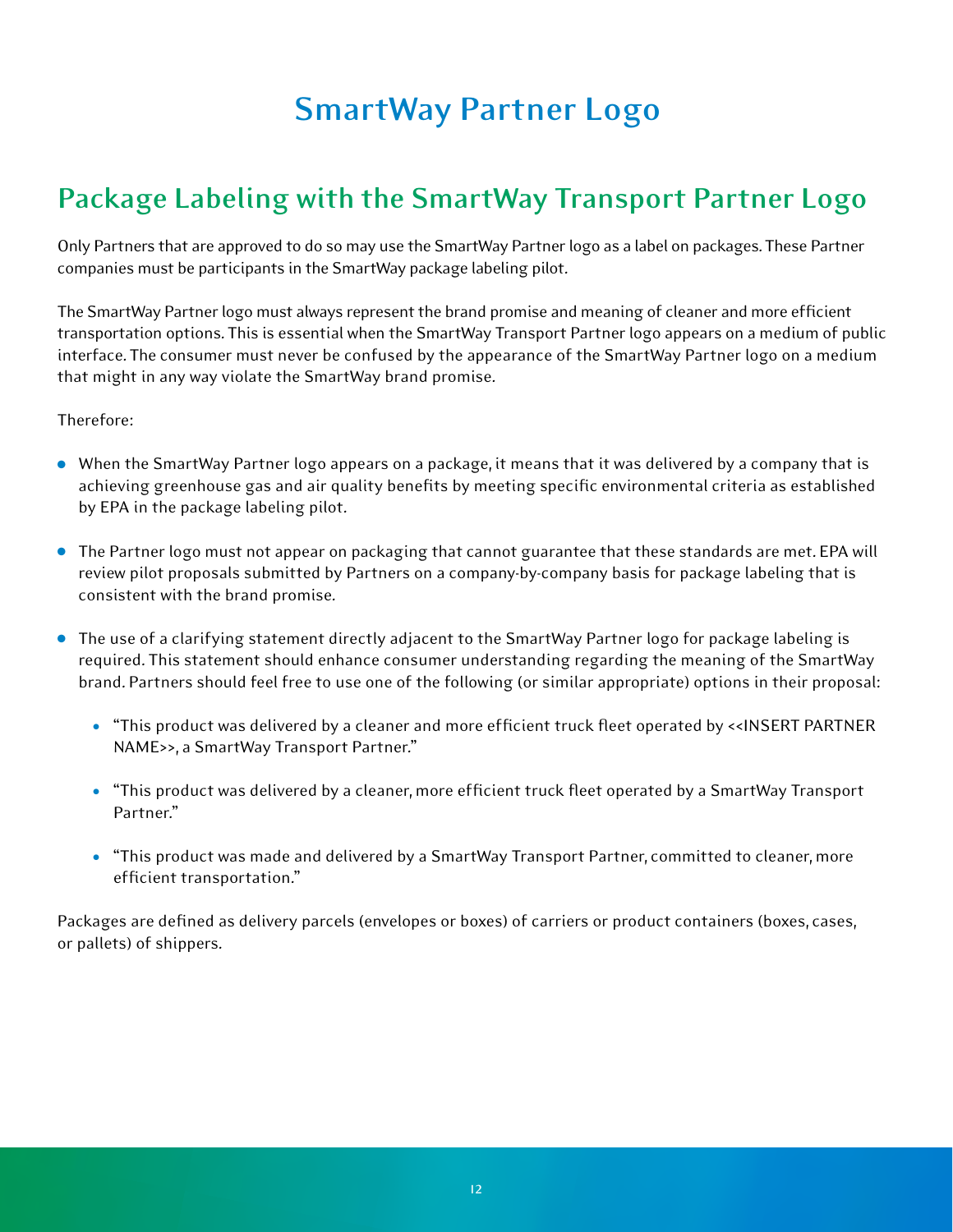# SmartWay Partner Logo

## Package Labeling with the SmartWay Transport Partner Logo

Only Partners that are approved to do so may use the SmartWay Partner logo as a label on packages. These Partner companies must be participants in the SmartWay package labeling pilot.

The SmartWay Partner logo must always represent the brand promise and meaning of cleaner and more efficient transportation options. This is essential when the SmartWay Transport Partner logo appears on a medium of public interface. The consumer must never be confused by the appearance of the SmartWay Partner logo on a medium that might in any way violate the SmartWay brand promise.

Therefore:

- When the SmartWay Partner logo appears on a package, it means that it was delivered by a company that is achieving greenhouse gas and air quality benefits by meeting specific environmental criteria as established by EPA in the package labeling pilot.
- The Partner logo must not appear on packaging that cannot guarantee that these standards are met. EPA will review pilot proposals submitted by Partners on a company-by-company basis for package labeling that is consistent with the brand promise.
- The use of a clarifying statement directly adjacent to the SmartWay Partner logo for package labeling is required. This statement should enhance consumer understanding regarding the meaning of the SmartWay brand. Partners should feel free to use one of the following (or similar appropriate) options in their proposal:
    - "This product was delivered by a cleaner and more efficient truck fleet operated by <<INSERT PARTNER NAME>>, a SmartWay Transport Partner."
    - "This product was delivered by a cleaner, more efficient truck fleet operated by a SmartWay Transport Partner."
    - "This product was made and delivered by a SmartWay Transport Partner, committed to cleaner, more efficient transportation."

Packages are defined as delivery parcels (envelopes or boxes) of carriers or product containers (boxes, cases, or pallets) of shippers.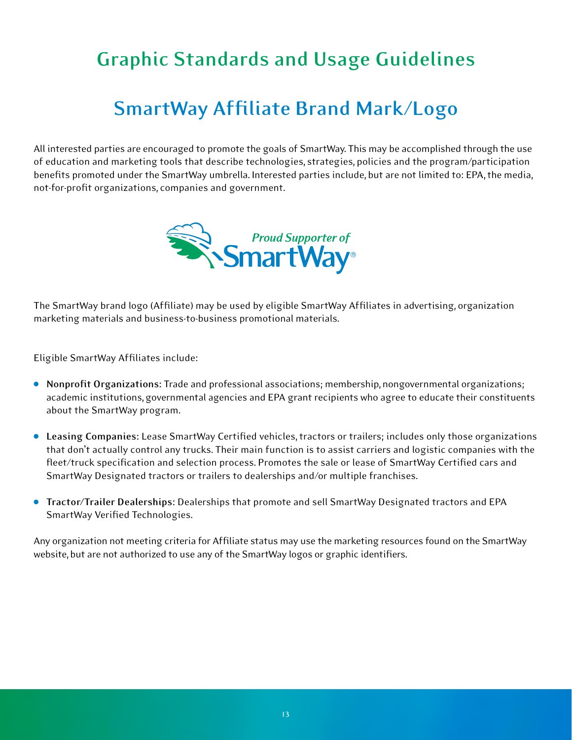# Graphic Standards and Usage Guidelines

## SmartWay Affiliate Brand Mark/Logo

All interested parties are encouraged to promote the goals of SmartWay. This may be accomplished through the use of education and marketing tools that describe technologies, strategies, policies and the program/participation benefits promoted under the SmartWay umbrella. Interested parties include, but are not limited to: EPA, the media, not-for-profit organizations, companies and government.

The SmartWay brand logo (Affiliate) may be used by eligible SmartWay Affiliates in advertising, organization marketing materials and business-to-business promotional materials.

Eligible SmartWay Affiliates include:

- **Nonprofit Organizations:** Trade and professional associations; membership, nongovernmental organizations; academic institutions, governmental agencies and EPA grant recipients who agree to educate their constituents about the SmartWay program.
- **Leasing Companies:** Lease SmartWay Certified vehicles, tractors or trailers; includes only those organizations that don't actually control any trucks. Their main function is to assist carriers and logistic companies with the fleet/truck specification and selection process. Promotes the sale or lease of SmartWay Certified cars and SmartWay Designated tractors or trailers to dealerships and/or multiple franchises.
- **Tractor/Trailer Dealerships:** Dealerships that promote and sell SmartWay Designated tractors and EPA SmartWay Verified Technologies.

Any organization not meeting criteria for Affiliate status may use the marketing resources found on the SmartWay website, but are not authorized to use any of the SmartWay logos or graphic identifiers.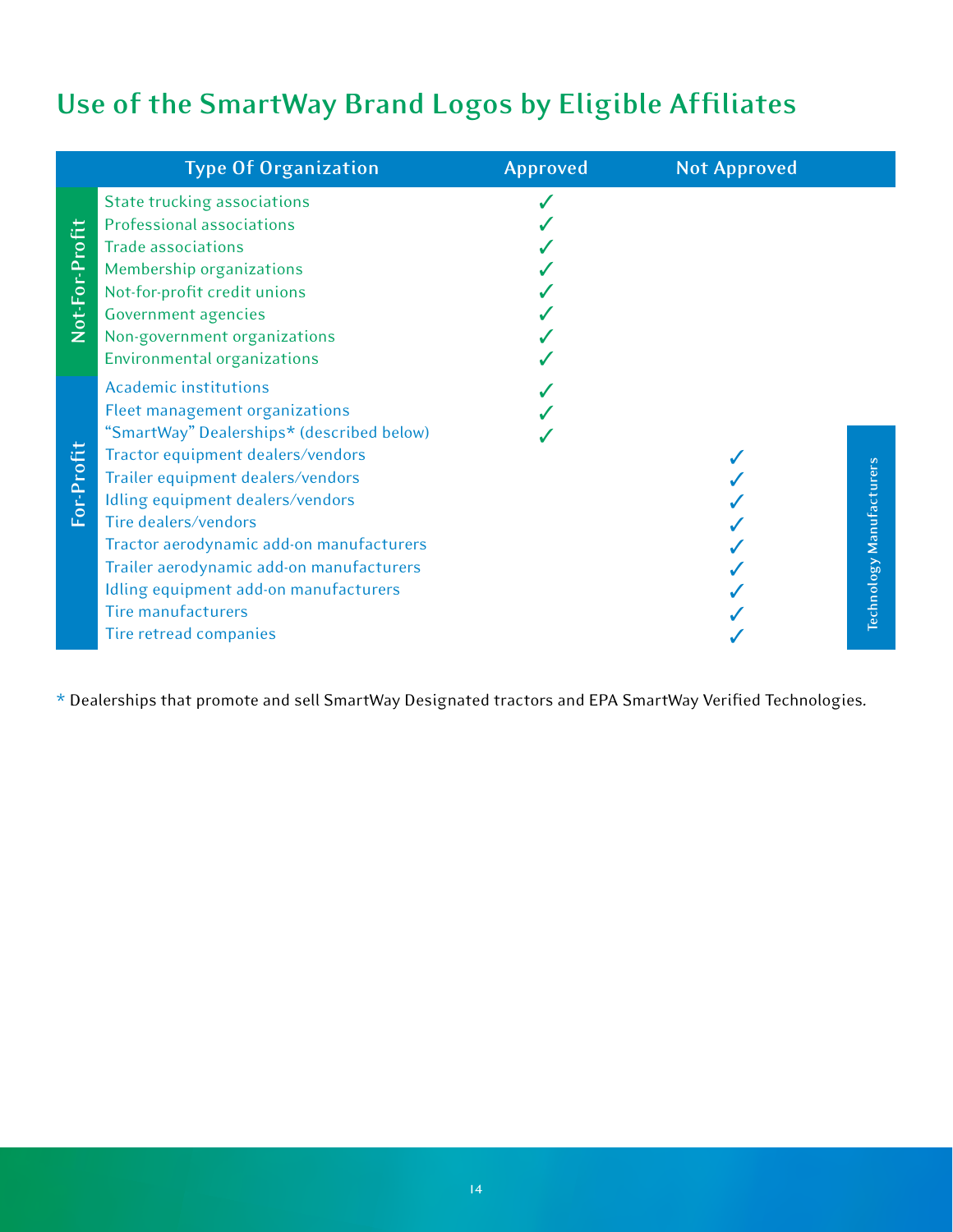## Use of the SmartWay Brand Logos by Eligible Affiliates

| | Type Of Organization | Approved | Not Approved | |
|---|---|---|---|---|
| Not-For-Profit | State trucking associations | ✓ | | |
| | Professional associations | ✓ | | |
| | Trade associations | ✓ | | |
| | Membership organizations | ✓ | | |
| | Not-for-profit credit unions | ✓ | | |
| | Government agencies | ✓ | | |
| | Non-government organizations | ✓ | | |
| | Environmental organizations | ✓ | | |
| For-Profit | Academic institutions | ✓ | | |
| | Fleet management organizations | ✓ | | |
| | "SmartWay" Dealerships* (described below) | ✓ | | |
| | Tractor equipment dealers/vendors | | ✓ | Technology Manufacturers |
| | Trailer equipment dealers/vendors | | ✓ | Technology Manufacturers |
| | Idling equipment dealers/vendors | | ✓ | Technology Manufacturers |
| | Tire dealers/vendors | | ✓ | Technology Manufacturers |
| | Tractor aerodynamic add-on manufacturers | | ✓ | Technology Manufacturers |
| | Trailer aerodynamic add-on manufacturers | | ✓ | Technology Manufacturers |
| | Idling equipment add-on manufacturers | | ✓ | Technology Manufacturers |
| | Tire manufacturers | | ✓ | Technology Manufacturers |
| | Tire retread companies | | ✓ | Technology Manufacturers |

* Dealerships that promote and sell SmartWay Designated tractors and EPA SmartWay Verified Technologies.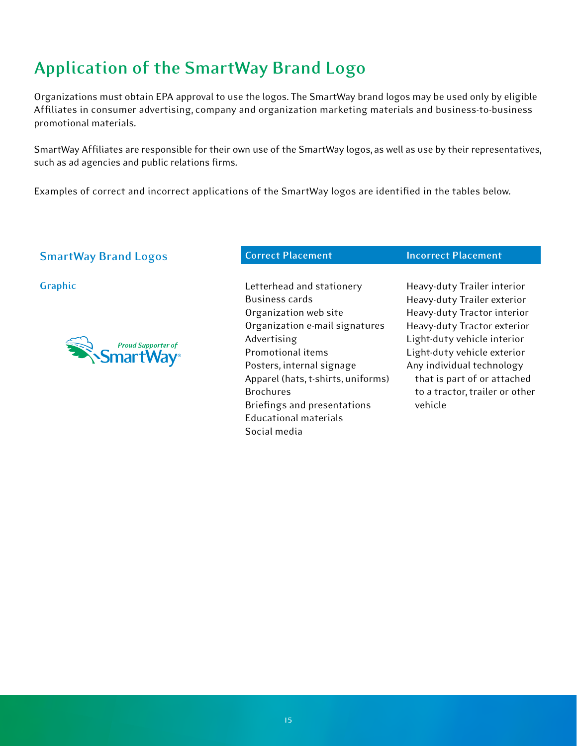# Application of the SmartWay Brand Logo

Organizations must obtain EPA approval to use the logos. The SmartWay brand logos may be used only by eligible Affiliates in consumer advertising, company and organization marketing materials and business-to-business promotional materials.

SmartWay Affiliates are responsible for their own use of the SmartWay logos, as well as use by their representatives, such as ad agencies and public relations firms.

Examples of correct and incorrect applications of the SmartWay logos are identified in the tables below.

## SmartWay Brand Logos

### Graphic

Proud Supporter of SmartWay®

| Correct Placement | Incorrect Placement |
|---|---|
| Letterhead and stationery | Heavy-duty Trailer interior |
| Business cards | Heavy-duty Trailer exterior |
| Organization web site | Heavy-duty Tractor interior |
| Organization e-mail signatures | Heavy-duty Tractor exterior |
| Advertising | Light-duty vehicle interior |
| Promotional items | Light-duty vehicle exterior |
| Posters, internal signage | Any individual technology that is part of or attached to a tractor, trailer or other vehicle |
| Apparel (hats, t-shirts, uniforms) | |
| Brochures | |
| Briefings and presentations | |
| Educational materials | |
| Social media | |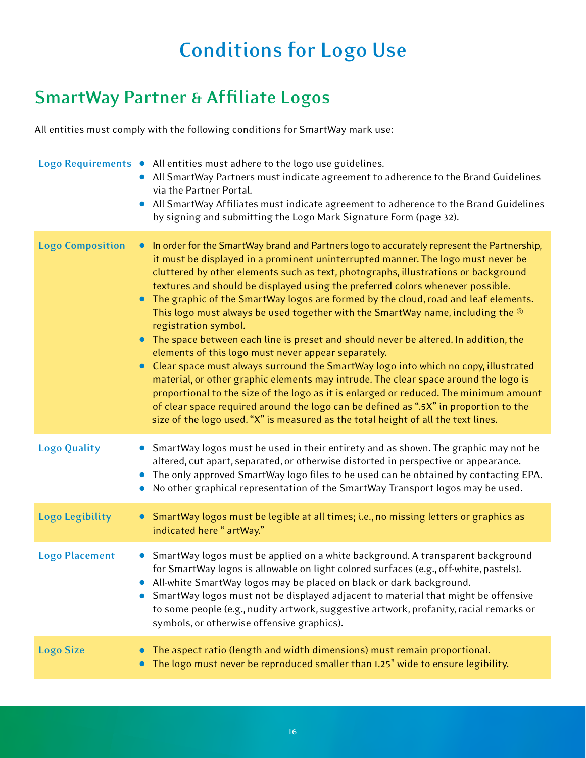# Conditions for Logo Use

## SmartWay Partner & Affiliate Logos

All entities must comply with the following conditions for SmartWay mark use:

| | |
|---|---|
| **Logo Requirements** | • All entities must adhere to the logo use guidelines.<br>• All SmartWay Partners must indicate agreement to adherence to the Brand Guidelines via the Partner Portal.<br>• All SmartWay Affiliates must indicate agreement to adherence to the Brand Guidelines by signing and submitting the Logo Mark Signature Form (page 32). |
| **Logo Composition** | • In order for the SmartWay brand and Partners logo to accurately represent the Partnership, it must be displayed in a prominent uninterrupted manner. The logo must never be cluttered by other elements such as text, photographs, illustrations or background textures and should be displayed using the preferred colors whenever possible.<br>• The graphic of the SmartWay logos are formed by the cloud, road and leaf elements. This logo must always be used together with the SmartWay name, including the ® registration symbol.<br>• The space between each line is preset and should never be altered. In addition, the elements of this logo must never appear separately.<br>• Clear space must always surround the SmartWay logo into which no copy, illustrated material, or other graphic elements may intrude. The clear space around the logo is proportional to the size of the logo as it is enlarged or reduced. The minimum amount of clear space required around the logo can be defined as ".5X" in proportion to the size of the logo used. "X" is measured as the total height of all the text lines. |
| **Logo Quality** | • SmartWay logos must be used in their entirety and as shown. The graphic may not be altered, cut apart, separated, or otherwise distorted in perspective or appearance.<br>• The only approved SmartWay logo files to be used can be obtained by contacting EPA.<br>• No other graphical representation of the SmartWay Transport logos may be used. |
| **Logo Legibility** | • SmartWay logos must be legible at all times; i.e., no missing letters or graphics as indicated here " artWay." |
| **Logo Placement** | • SmartWay logos must be applied on a white background. A transparent background for SmartWay logos is allowable on light colored surfaces (e.g., off-white, pastels).<br>• All-white SmartWay logos may be placed on black or dark background.<br>• SmartWay logos must not be displayed adjacent to material that might be offensive to some people (e.g., nudity artwork, suggestive artwork, profanity, racial remarks or symbols, or otherwise offensive graphics). |
| **Logo Size** | • The aspect ratio (length and width dimensions) must remain proportional.<br>• The logo must never be reproduced smaller than 1.25" wide to ensure legibility. |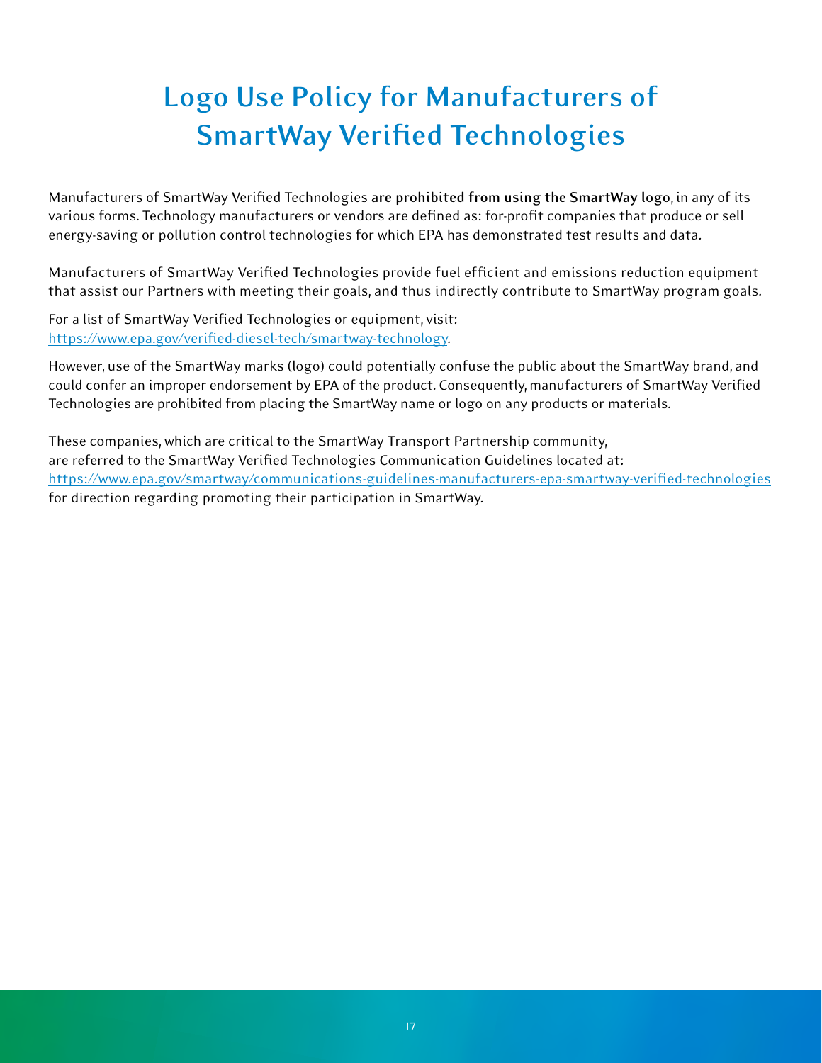# Logo Use Policy for Manufacturers of SmartWay Verified Technologies

Manufacturers of SmartWay Verified Technologies **are prohibited from using the SmartWay logo**, in any of its various forms. Technology manufacturers or vendors are defined as: for-profit companies that produce or sell energy-saving or pollution control technologies for which EPA has demonstrated test results and data.

Manufacturers of SmartWay Verified Technologies provide fuel efficient and emissions reduction equipment that assist our Partners with meeting their goals, and thus indirectly contribute to SmartWay program goals.

For a list of SmartWay Verified Technologies or equipment, visit: https://www.epa.gov/verified-diesel-tech/smartway-technology.

However, use of the SmartWay marks (logo) could potentially confuse the public about the SmartWay brand, and could confer an improper endorsement by EPA of the product. Consequently, manufacturers of SmartWay Verified Technologies are prohibited from placing the SmartWay name or logo on any products or materials.

These companies, which are critical to the SmartWay Transport Partnership community, are referred to the SmartWay Verified Technologies Communication Guidelines located at: https://www.epa.gov/smartway/communications-guidelines-manufacturers-epa-smartway-verified-technologies for direction regarding promoting their participation in SmartWay.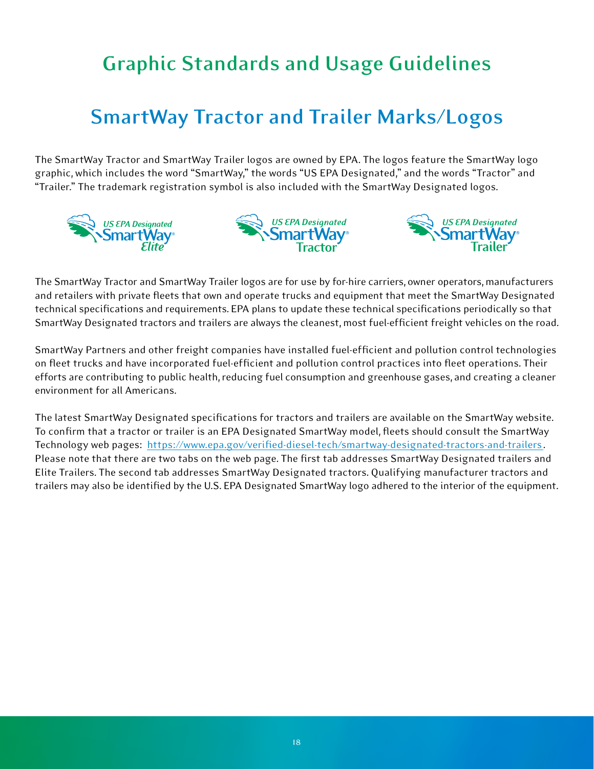# Graphic Standards and Usage Guidelines

## SmartWay Tractor and Trailer Marks/Logos

The SmartWay Tractor and SmartWay Trailer logos are owned by EPA. The logos feature the SmartWay logo graphic, which includes the word "SmartWay," the words "US EPA Designated," and the words "Tractor" and "Trailer." The trademark registration symbol is also included with the SmartWay Designated logos.

The SmartWay Tractor and SmartWay Trailer logos are for use by for-hire carriers, owner operators, manufacturers and retailers with private fleets that own and operate trucks and equipment that meet the SmartWay Designated technical specifications and requirements. EPA plans to update these technical specifications periodically so that SmartWay Designated tractors and trailers are always the cleanest, most fuel-efficient freight vehicles on the road.

SmartWay Partners and other freight companies have installed fuel-efficient and pollution control technologies on fleet trucks and have incorporated fuel-efficient and pollution control practices into fleet operations. Their efforts are contributing to public health, reducing fuel consumption and greenhouse gases, and creating a cleaner environment for all Americans.

The latest SmartWay Designated specifications for tractors and trailers are available on the SmartWay website. To confirm that a tractor or trailer is an EPA Designated SmartWay model, fleets should consult the SmartWay Technology web pages: https://www.epa.gov/verified-diesel-tech/smartway-designated-tractors-and-trailers. Please note that there are two tabs on the web page. The first tab addresses SmartWay Designated trailers and Elite Trailers. The second tab addresses SmartWay Designated tractors. Qualifying manufacturer tractors and trailers may also be identified by the U.S. EPA Designated SmartWay logo adhered to the interior of the equipment.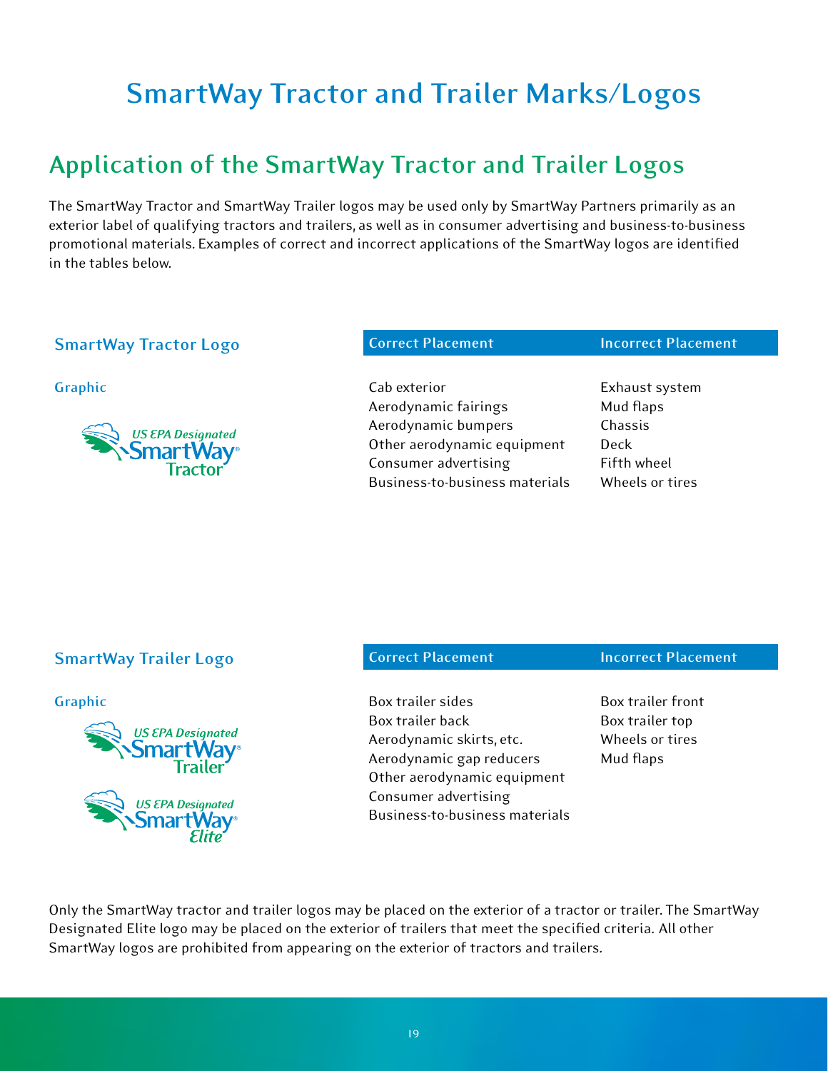# SmartWay Tractor and Trailer Marks/Logos

## Application of the SmartWay Tractor and Trailer Logos

The SmartWay Tractor and SmartWay Trailer logos may be used only by SmartWay Partners primarily as an exterior label of qualifying tractors and trailers, as well as in consumer advertising and business-to-business promotional materials. Examples of correct and incorrect applications of the SmartWay logos are identified in the tables below.

### SmartWay Tractor Logo

**Graphic**

US EPA Designated SmartWay® Tractor

| Correct Placement | Incorrect Placement |
|---|---|
| Cab exterior | Exhaust system |
| Aerodynamic fairings | Mud flaps |
| Aerodynamic bumpers | Chassis |
| Other aerodynamic equipment | Deck |
| Consumer advertising | Fifth wheel |
| Business-to-business materials | Wheels or tires |

### SmartWay Trailer Logo

**Graphic**

US EPA Designated SmartWay® Trailer

US EPA Designated SmartWay® Elite

| Correct Placement | Incorrect Placement |
|---|---|
| Box trailer sides | Box trailer front |
| Box trailer back | Box trailer top |
| Aerodynamic skirts, etc. | Wheels or tires |
| Aerodynamic gap reducers | Mud flaps |
| Other aerodynamic equipment | |
| Consumer advertising | |
| Business-to-business materials | |

Only the SmartWay tractor and trailer logos may be placed on the exterior of a tractor or trailer. The SmartWay Designated Elite logo may be placed on the exterior of trailers that meet the specified criteria. All other SmartWay logos are prohibited from appearing on the exterior of tractors and trailers.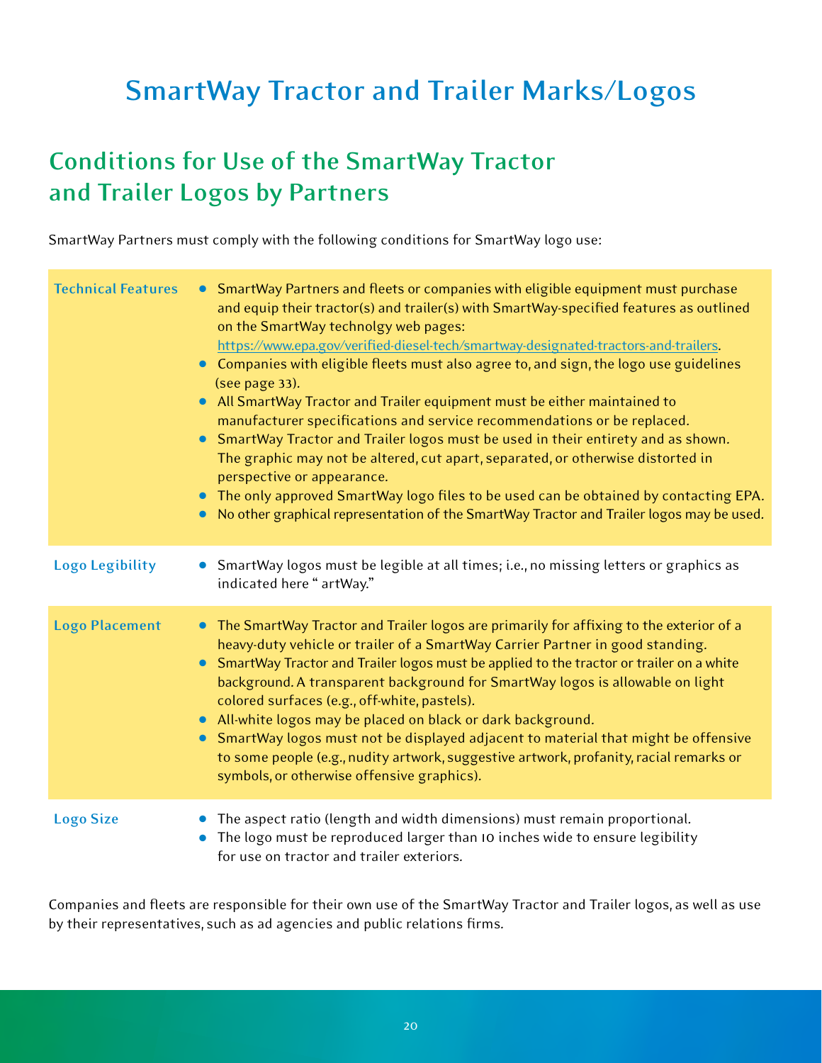# SmartWay Tractor and Trailer Marks/Logos

## Conditions for Use of the SmartWay Tractor and Trailer Logos by Partners

SmartWay Partners must comply with the following conditions for SmartWay logo use:

| | |
|---|---|
| **Technical Features** | • SmartWay Partners and fleets or companies with eligible equipment must purchase and equip their tractor(s) and trailer(s) with SmartWay-specified features as outlined on the SmartWay technolgy web pages: https://www.epa.gov/verified-diesel-tech/smartway-designated-tractors-and-trailers.<br>• Companies with eligible fleets must also agree to, and sign, the logo use guidelines (see page 33).<br>• All SmartWay Tractor and Trailer equipment must be either maintained to manufacturer specifications and service recommendations or be replaced.<br>• SmartWay Tractor and Trailer logos must be used in their entirety and as shown. The graphic may not be altered, cut apart, separated, or otherwise distorted in perspective or appearance.<br>• The only approved SmartWay logo files to be used can be obtained by contacting EPA.<br>• No other graphical representation of the SmartWay Tractor and Trailer logos may be used. |
| **Logo Legibility** | • SmartWay logos must be legible at all times; i.e., no missing letters or graphics as indicated here " artWay." |
| **Logo Placement** | • The SmartWay Tractor and Trailer logos are primarily for affixing to the exterior of a heavy-duty vehicle or trailer of a SmartWay Carrier Partner in good standing.<br>• SmartWay Tractor and Trailer logos must be applied to the tractor or trailer on a white background. A transparent background for SmartWay logos is allowable on light colored surfaces (e.g., off-white, pastels).<br>• All-white logos may be placed on black or dark background.<br>• SmartWay logos must not be displayed adjacent to material that might be offensive to some people (e.g., nudity artwork, suggestive artwork, profanity, racial remarks or symbols, or otherwise offensive graphics). |
| **Logo Size** | • The aspect ratio (length and width dimensions) must remain proportional.<br>• The logo must be reproduced larger than 10 inches wide to ensure legibility for use on tractor and trailer exteriors. |

Companies and fleets are responsible for their own use of the SmartWay Tractor and Trailer logos, as well as use by their representatives, such as ad agencies and public relations firms.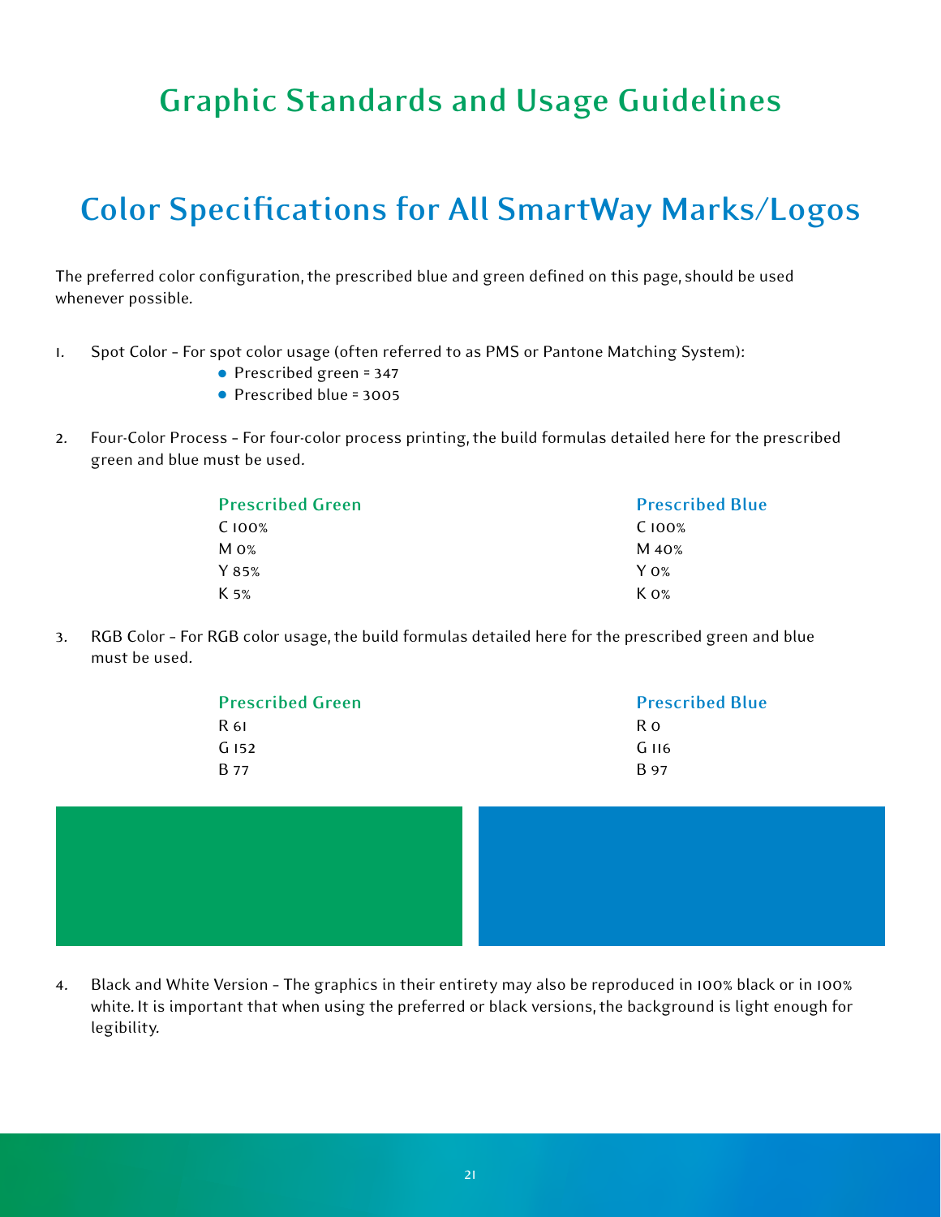# Graphic Standards and Usage Guidelines

## Color Specifications for All SmartWay Marks/Logos

The preferred color configuration, the prescribed blue and green defined on this page, should be used whenever possible.

1. Spot Color - For spot color usage (often referred to as PMS or Pantone Matching System):
   - Prescribed green = 347
   - Prescribed blue = 3005

2. Four-Color Process - For four-color process printing, the build formulas detailed here for the prescribed green and blue must be used.

   **Prescribed Green**
   C 100%
   M 0%
   Y 85%
   K 5%

   **Prescribed Blue**
   C 100%
   M 40%
   Y 0%
   K 0%

3. RGB Color - For RGB color usage, the build formulas detailed here for the prescribed green and blue must be used.

   **Prescribed Green**
   R 61
   G 152
   B 77

   **Prescribed Blue**
   R 0
   G 116
   B 97

4. Black and White Version - The graphics in their entirety may also be reproduced in 100% black or in 100% white. It is important that when using the preferred or black versions, the background is light enough for legibility.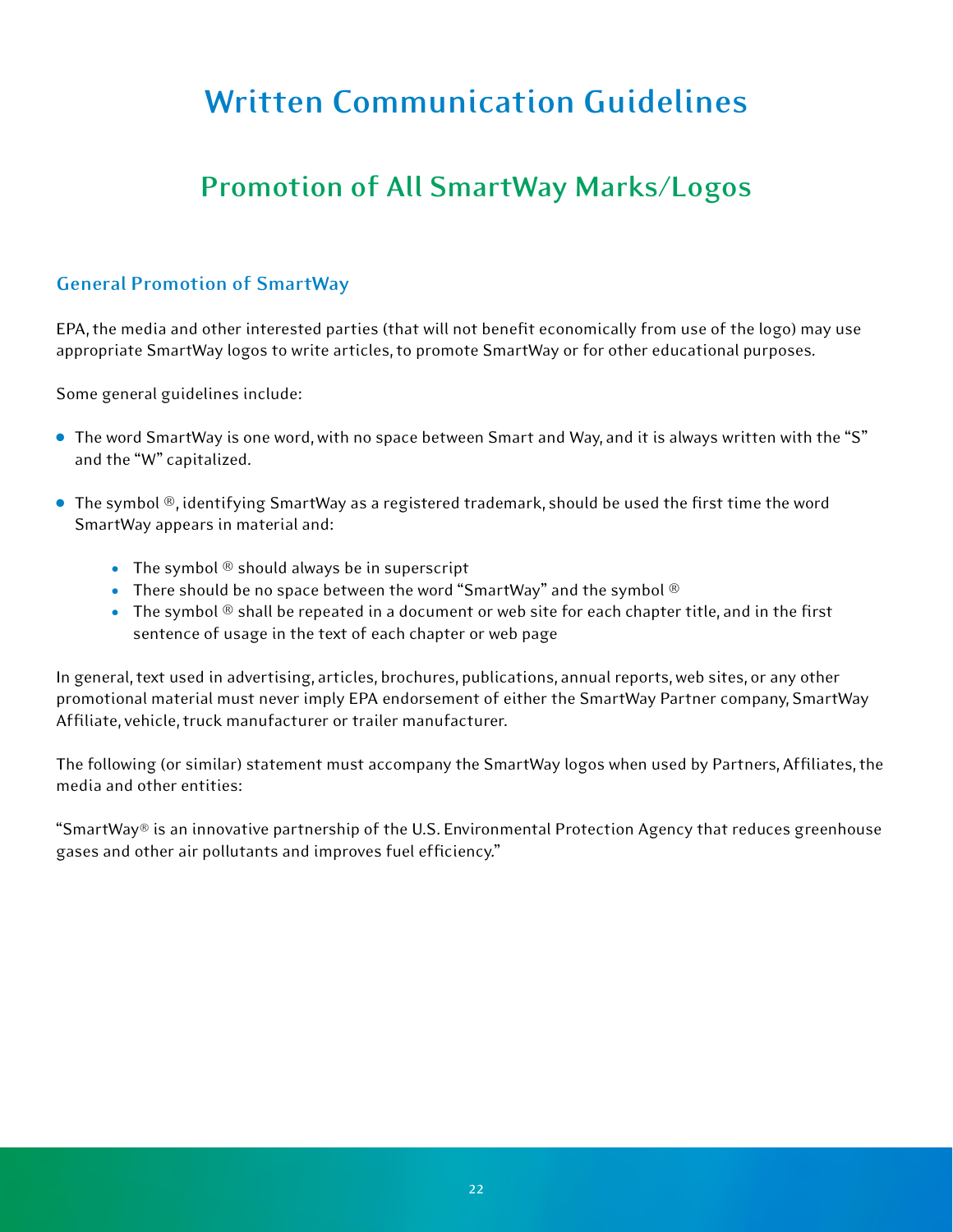# Written Communication Guidelines

## Promotion of All SmartWay Marks/Logos

### General Promotion of SmartWay

EPA, the media and other interested parties (that will not benefit economically from use of the logo) may use appropriate SmartWay logos to write articles, to promote SmartWay or for other educational purposes.

Some general guidelines include:

- The word SmartWay is one word, with no space between Smart and Way, and it is always written with the "S" and the "W" capitalized.
- The symbol ®, identifying SmartWay as a registered trademark, should be used the first time the word SmartWay appears in material and:
    - The symbol ® should always be in superscript
    - There should be no space between the word "SmartWay" and the symbol ®
    - The symbol ® shall be repeated in a document or web site for each chapter title, and in the first sentence of usage in the text of each chapter or web page

In general, text used in advertising, articles, brochures, publications, annual reports, web sites, or any other promotional material must never imply EPA endorsement of either the SmartWay Partner company, SmartWay Affiliate, vehicle, truck manufacturer or trailer manufacturer.

The following (or similar) statement must accompany the SmartWay logos when used by Partners, Affiliates, the media and other entities:

"SmartWay® is an innovative partnership of the U.S. Environmental Protection Agency that reduces greenhouse gases and other air pollutants and improves fuel efficiency."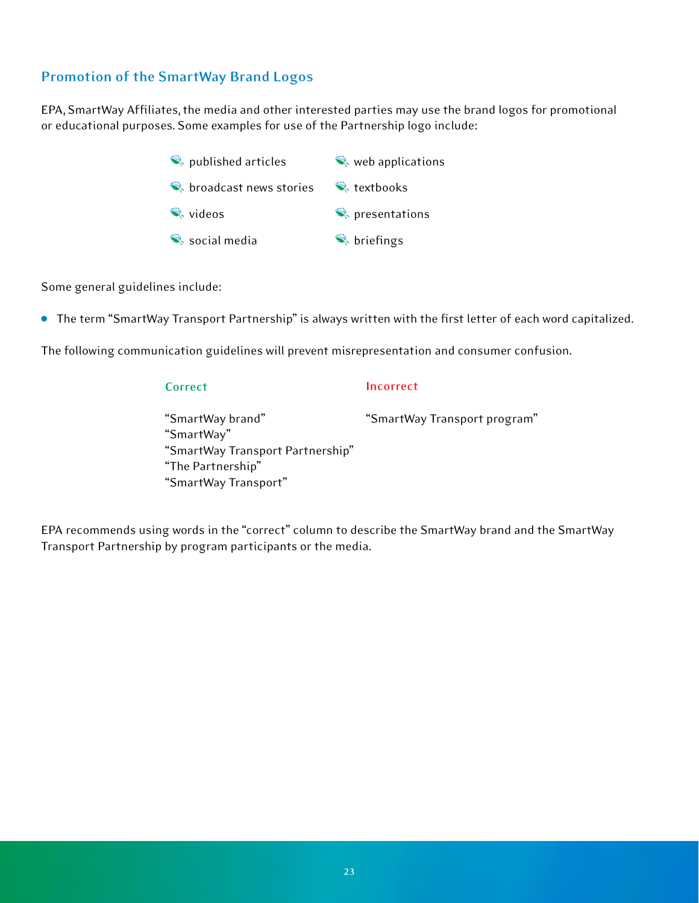## Promotion of the SmartWay Brand Logos

EPA, SmartWay Affiliates, the media and other interested parties may use the brand logos for promotional or educational purposes. Some examples for use of the Partnership logo include:

- published articles
- broadcast news stories
- videos
- social media
- web applications
- textbooks
- presentations
- briefings

Some general guidelines include:

- The term "SmartWay Transport Partnership" is always written with the first letter of each word capitalized.

The following communication guidelines will prevent misrepresentation and consumer confusion.

| Correct | Incorrect |
|---|---|
| "SmartWay brand" | "SmartWay Transport program" |
| "SmartWay" | |
| "SmartWay Transport Partnership" | |
| "The Partnership" | |
| "SmartWay Transport" | |

EPA recommends using words in the "correct" column to describe the SmartWay brand and the SmartWay Transport Partnership by program participants or the media.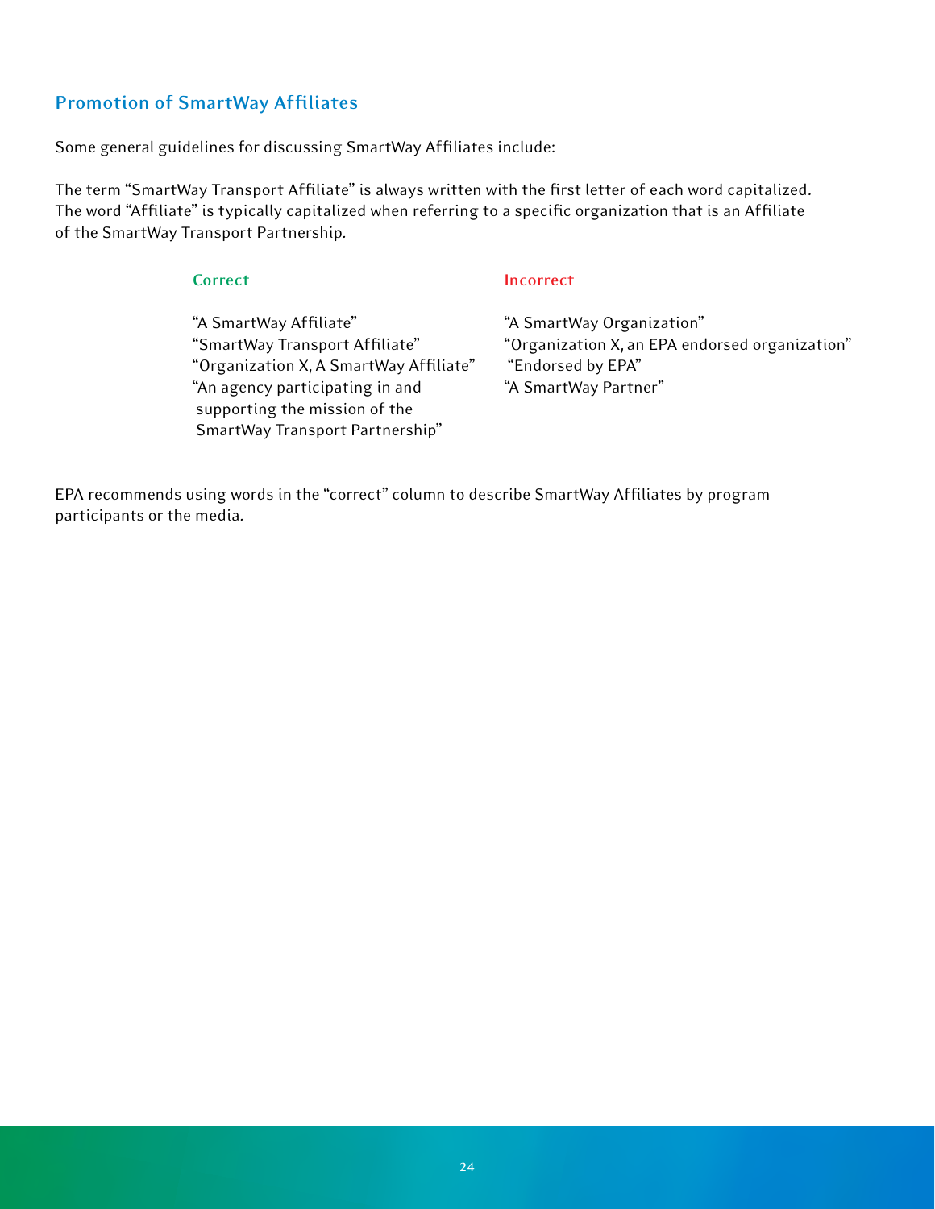## Promotion of SmartWay Affiliates

Some general guidelines for discussing SmartWay Affiliates include:

The term "SmartWay Transport Affiliate" is always written with the first letter of each word capitalized. The word "Affiliate" is typically capitalized when referring to a specific organization that is an Affiliate of the SmartWay Transport Partnership.

| Correct | Incorrect |
|---|---|
| "A SmartWay Affiliate" | "A SmartWay Organization" |
| "SmartWay Transport Affiliate" | "Organization X, an EPA endorsed organization" |
| "Organization X, A SmartWay Affiliate" | "Endorsed by EPA" |
| "An agency participating in and supporting the mission of the SmartWay Transport Partnership" | "A SmartWay Partner" |

EPA recommends using words in the "correct" column to describe SmartWay Affiliates by program participants or the media.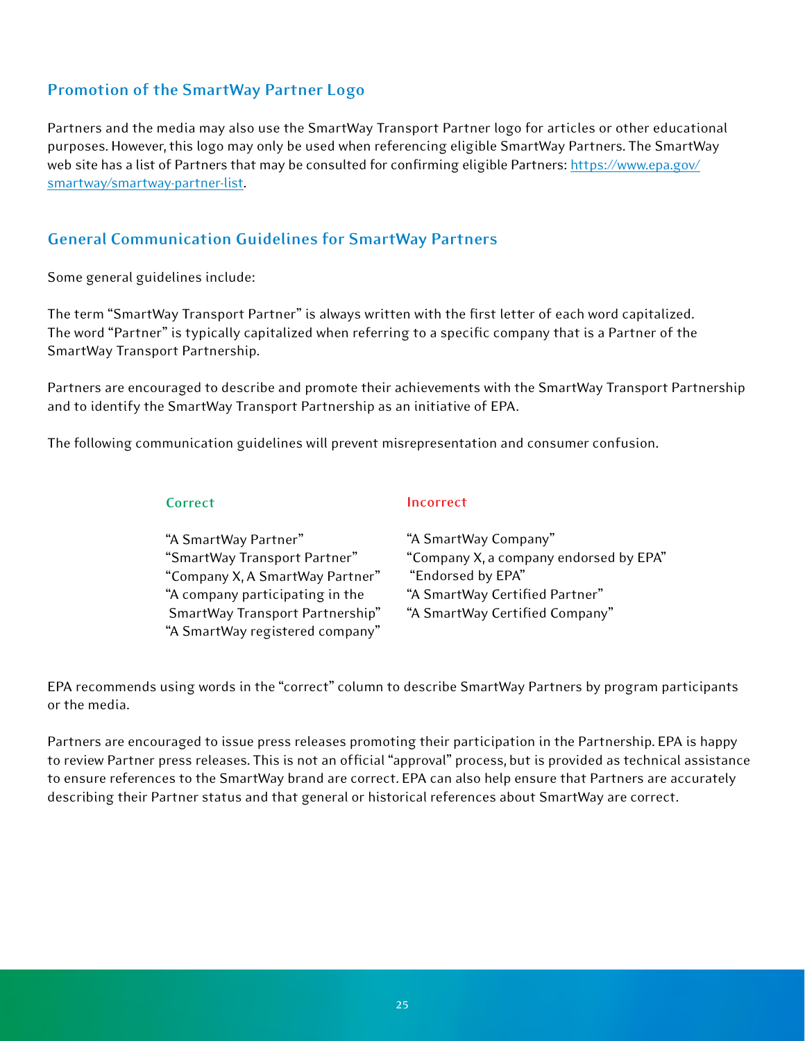## Promotion of the SmartWay Partner Logo

Partners and the media may also use the SmartWay Transport Partner logo for articles or other educational purposes. However, this logo may only be used when referencing eligible SmartWay Partners. The SmartWay web site has a list of Partners that may be consulted for confirming eligible Partners: [https://www.epa.gov/smartway/smartway-partner-list](https://www.epa.gov/smartway/smartway-partner-list).

## General Communication Guidelines for SmartWay Partners

Some general guidelines include:

The term "SmartWay Transport Partner" is always written with the first letter of each word capitalized. The word "Partner" is typically capitalized when referring to a specific company that is a Partner of the SmartWay Transport Partnership.

Partners are encouraged to describe and promote their achievements with the SmartWay Transport Partnership and to identify the SmartWay Transport Partnership as an initiative of EPA.

The following communication guidelines will prevent misrepresentation and consumer confusion.

| Correct | Incorrect |
| --- | --- |
| "A SmartWay Partner" | "A SmartWay Company" |
| "SmartWay Transport Partner" | "Company X, a company endorsed by EPA" |
| "Company X, A SmartWay Partner" | "Endorsed by EPA" |
| "A company participating in the SmartWay Transport Partnership" | "A SmartWay Certified Partner" |
| "A SmartWay registered company" | "A SmartWay Certified Company" |

EPA recommends using words in the "correct" column to describe SmartWay Partners by program participants or the media.

Partners are encouraged to issue press releases promoting their participation in the Partnership. EPA is happy to review Partner press releases. This is not an official "approval" process, but is provided as technical assistance to ensure references to the SmartWay brand are correct. EPA can also help ensure that Partners are accurately describing their Partner status and that general or historical references about SmartWay are correct.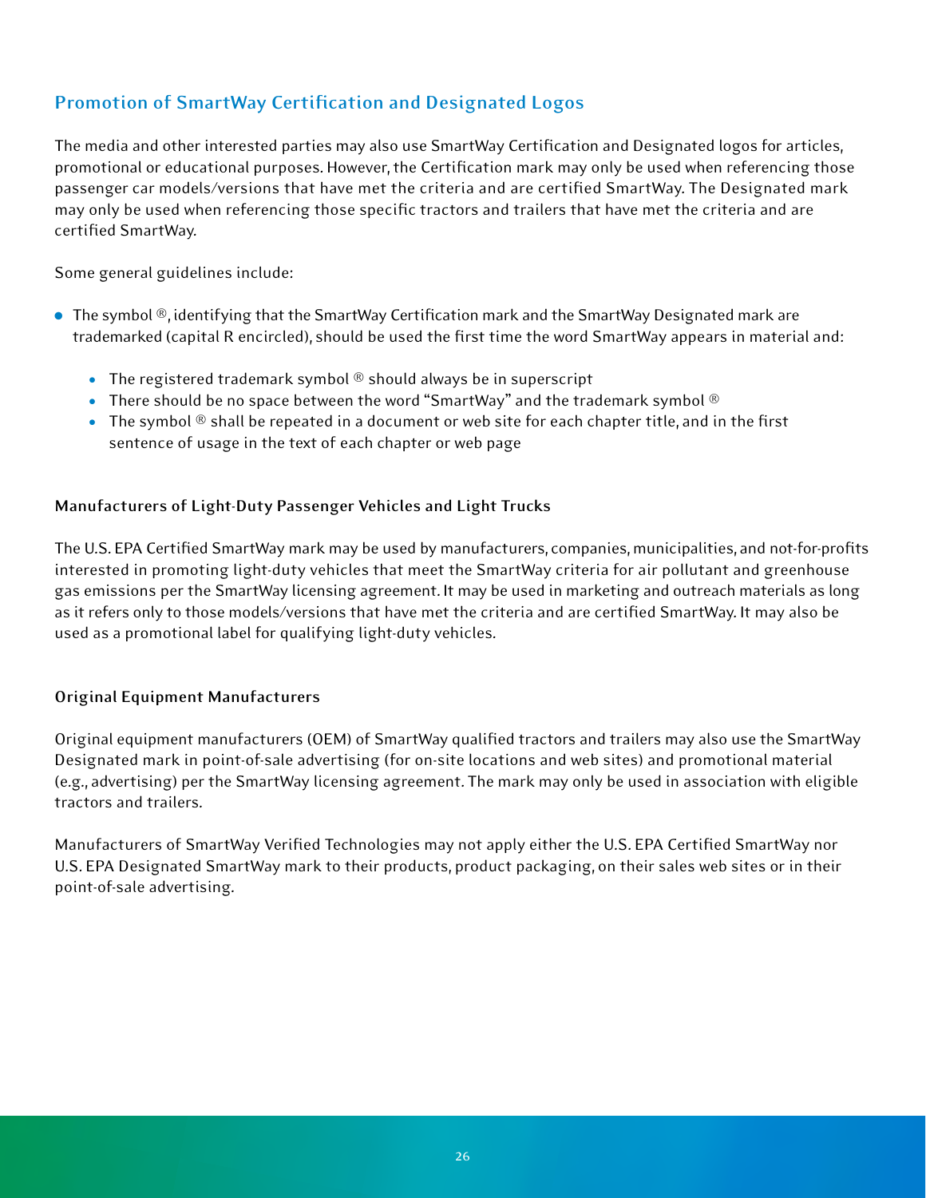## Promotion of SmartWay Certification and Designated Logos

The media and other interested parties may also use SmartWay Certification and Designated logos for articles, promotional or educational purposes. However, the Certification mark may only be used when referencing those passenger car models/versions that have met the criteria and are certified SmartWay. The Designated mark may only be used when referencing those specific tractors and trailers that have met the criteria and are certified SmartWay.

Some general guidelines include:

- The symbol ®, identifying that the SmartWay Certification mark and the SmartWay Designated mark are trademarked (capital R encircled), should be used the first time the word SmartWay appears in material and:
  - The registered trademark symbol ® should always be in superscript
  - There should be no space between the word "SmartWay" and the trademark symbol ®
  - The symbol ® shall be repeated in a document or web site for each chapter title, and in the first sentence of usage in the text of each chapter or web page

### Manufacturers of Light-Duty Passenger Vehicles and Light Trucks

The U.S. EPA Certified SmartWay mark may be used by manufacturers, companies, municipalities, and not-for-profits interested in promoting light-duty vehicles that meet the SmartWay criteria for air pollutant and greenhouse gas emissions per the SmartWay licensing agreement. It may be used in marketing and outreach materials as long as it refers only to those models/versions that have met the criteria and are certified SmartWay. It may also be used as a promotional label for qualifying light-duty vehicles.

### Original Equipment Manufacturers

Original equipment manufacturers (OEM) of SmartWay qualified tractors and trailers may also use the SmartWay Designated mark in point-of-sale advertising (for on-site locations and web sites) and promotional material (e.g., advertising) per the SmartWay licensing agreement. The mark may only be used in association with eligible tractors and trailers.

Manufacturers of SmartWay Verified Technologies may not apply either the U.S. EPA Certified SmartWay nor U.S. EPA Designated SmartWay mark to their products, product packaging, on their sales web sites or in their point-of-sale advertising.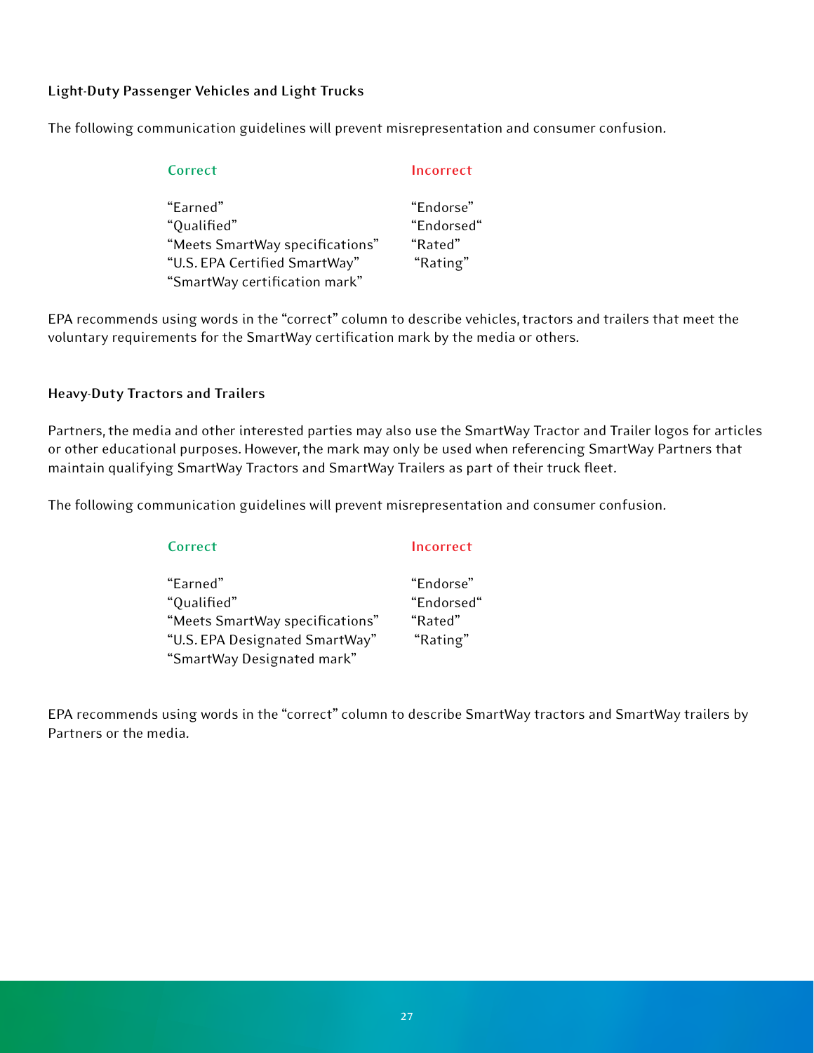### Light-Duty Passenger Vehicles and Light Trucks

The following communication guidelines will prevent misrepresentation and consumer confusion.

| Correct | Incorrect |
|---|---|
| "Earned" | "Endorse" |
| "Qualified" | "Endorsed" |
| "Meets SmartWay specifications" | "Rated" |
| "U.S. EPA Certified SmartWay" | "Rating" |
| "SmartWay certification mark" | |

EPA recommends using words in the "correct" column to describe vehicles, tractors and trailers that meet the voluntary requirements for the SmartWay certification mark by the media or others.

### Heavy-Duty Tractors and Trailers

Partners, the media and other interested parties may also use the SmartWay Tractor and Trailer logos for articles or other educational purposes. However, the mark may only be used when referencing SmartWay Partners that maintain qualifying SmartWay Tractors and SmartWay Trailers as part of their truck fleet.

The following communication guidelines will prevent misrepresentation and consumer confusion.

| Correct | Incorrect |
|---|---|
| "Earned" | "Endorse" |
| "Qualified" | "Endorsed" |
| "Meets SmartWay specifications" | "Rated" |
| "U.S. EPA Designated SmartWay" | "Rating" |
| "SmartWay Designated mark" | |

EPA recommends using words in the "correct" column to describe SmartWay tractors and SmartWay trailers by Partners or the media.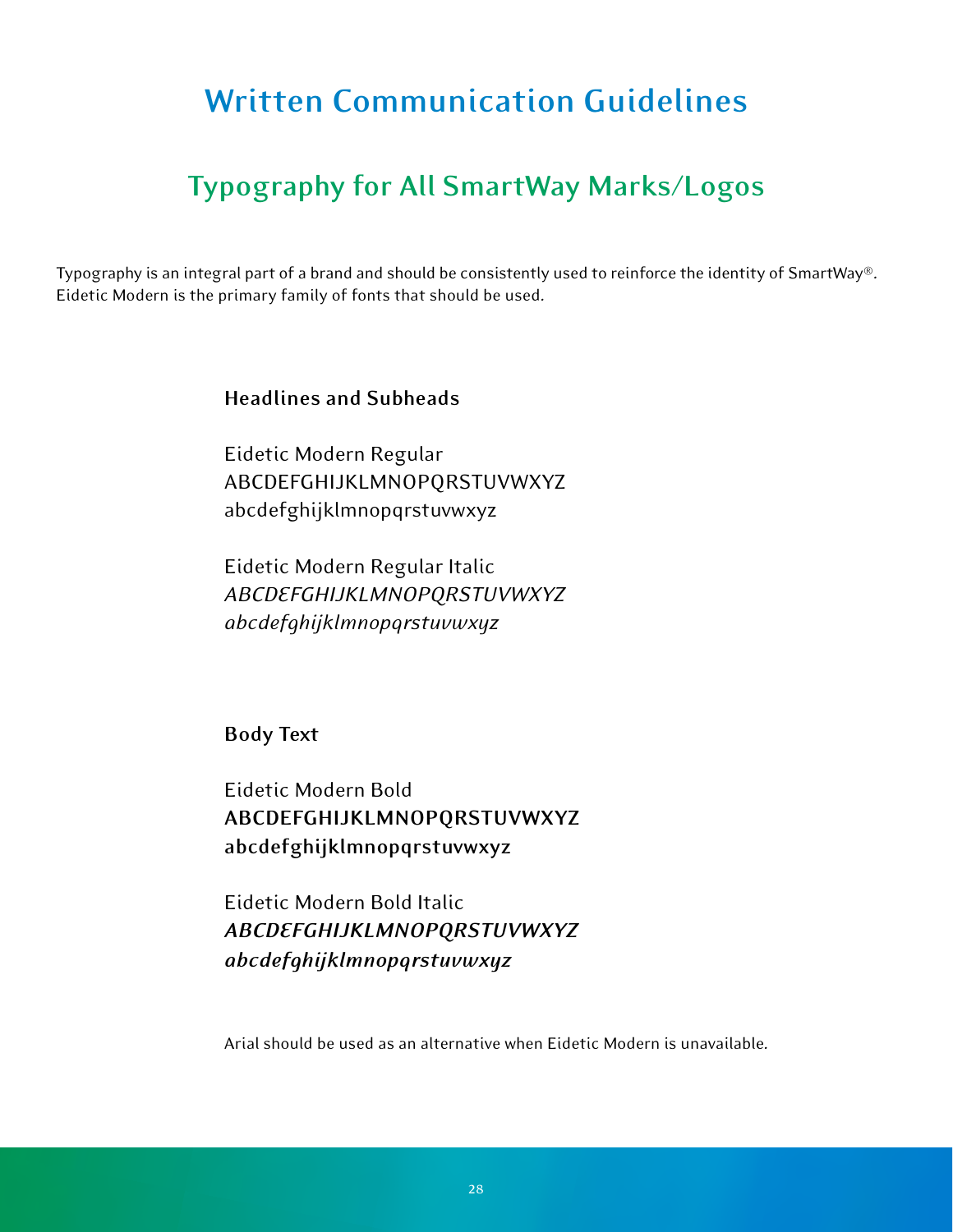# Written Communication Guidelines

## Typography for All SmartWay Marks/Logos

Typography is an integral part of a brand and should be consistently used to reinforce the identity of SmartWay®. Eidetic Modern is the primary family of fonts that should be used.

**Headlines and Subheads**

Eidetic Modern Regular
ABCDEFGHIJKLMNOPQRSTUVWXYZ
abcdefghijklmnopqrstuvwxyz

Eidetic Modern Regular Italic
*ABCDEFGHIJKLMNOPQRSTUVWXYZ*
*abcdefghijklmnopqrstuvwxyz*

**Body Text**

Eidetic Modern Bold
**ABCDEFGHIJKLMNOPQRSTUVWXYZ**
**abcdefghijklmnopqrstuvwxyz**

Eidetic Modern Bold Italic
***ABCDEFGHIJKLMNOPQRSTUVWXYZ***
***abcdefghijklmnopqrstuvwxyz***

Arial should be used as an alternative when Eidetic Modern is unavailable.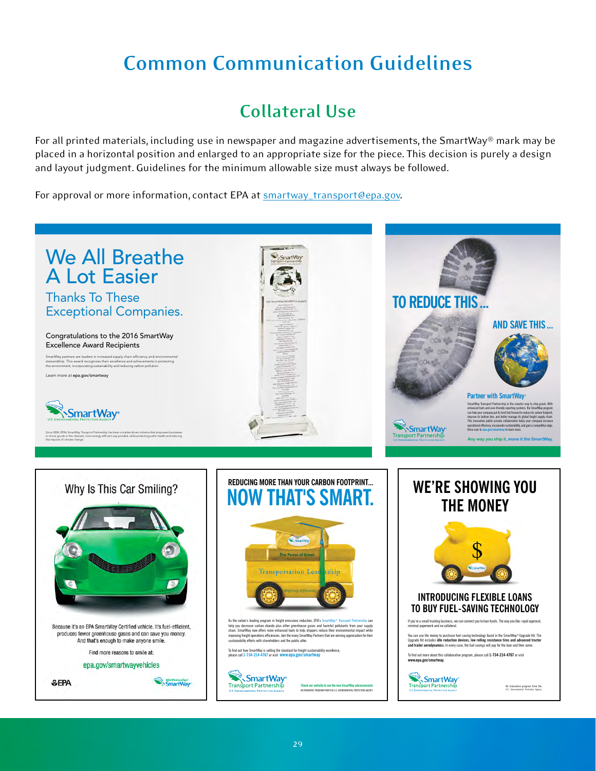# Common Communication Guidelines

## Collateral Use

For all printed materials, including use in newspaper and magazine advertisements, the SmartWay® mark may be placed in a horizontal position and enlarged to an appropriate size for the piece. This decision is purely a design and layout judgment. Guidelines for the minimum allowable size must always be followed.

For approval or more information, contact EPA at smartway_transport@epa.gov.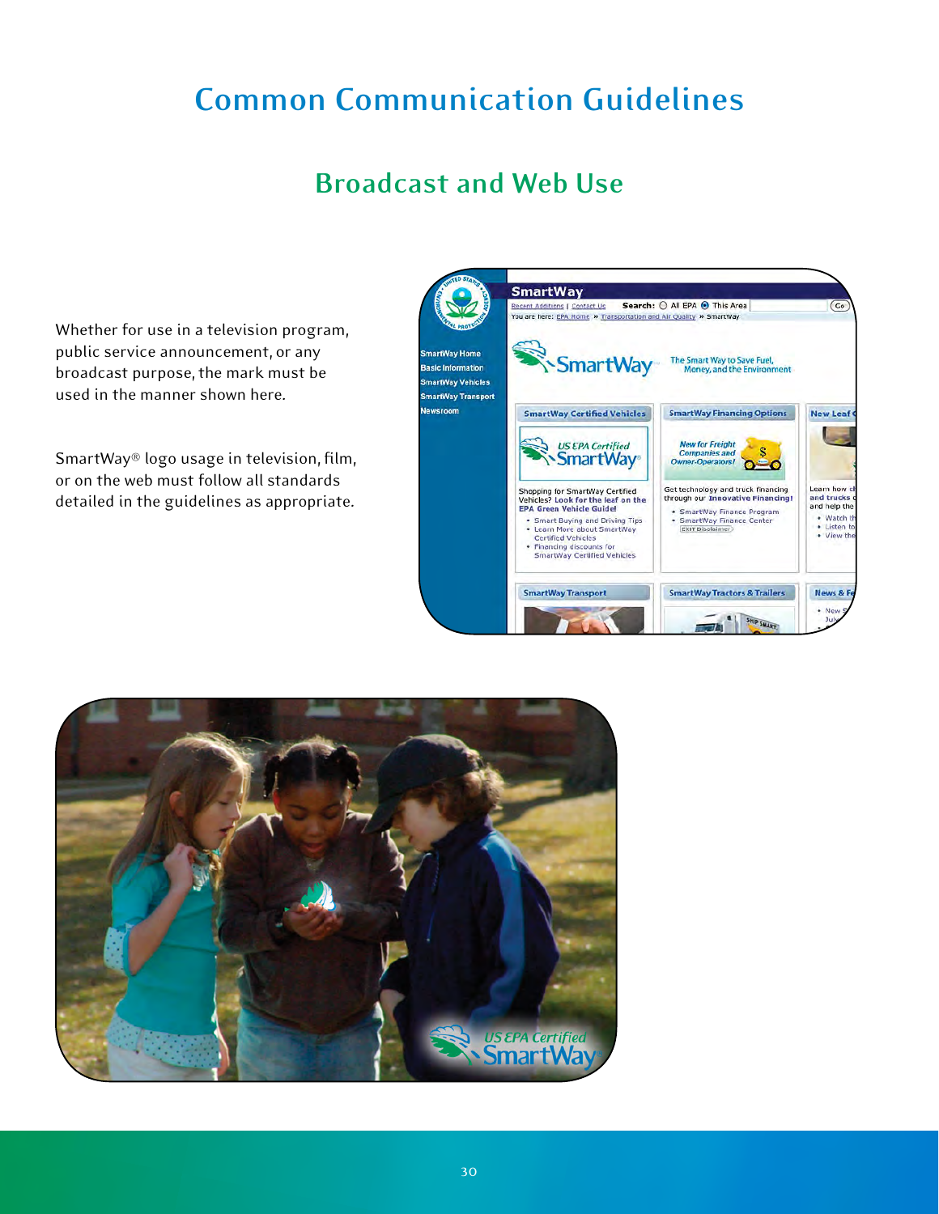# Common Communication Guidelines

## Broadcast and Web Use

Whether for use in a television program, public service announcement, or any broadcast purpose, the mark must be used in the manner shown here.

SmartWay® logo usage in television, film, or on the web must follow all standards detailed in the guidelines as appropriate.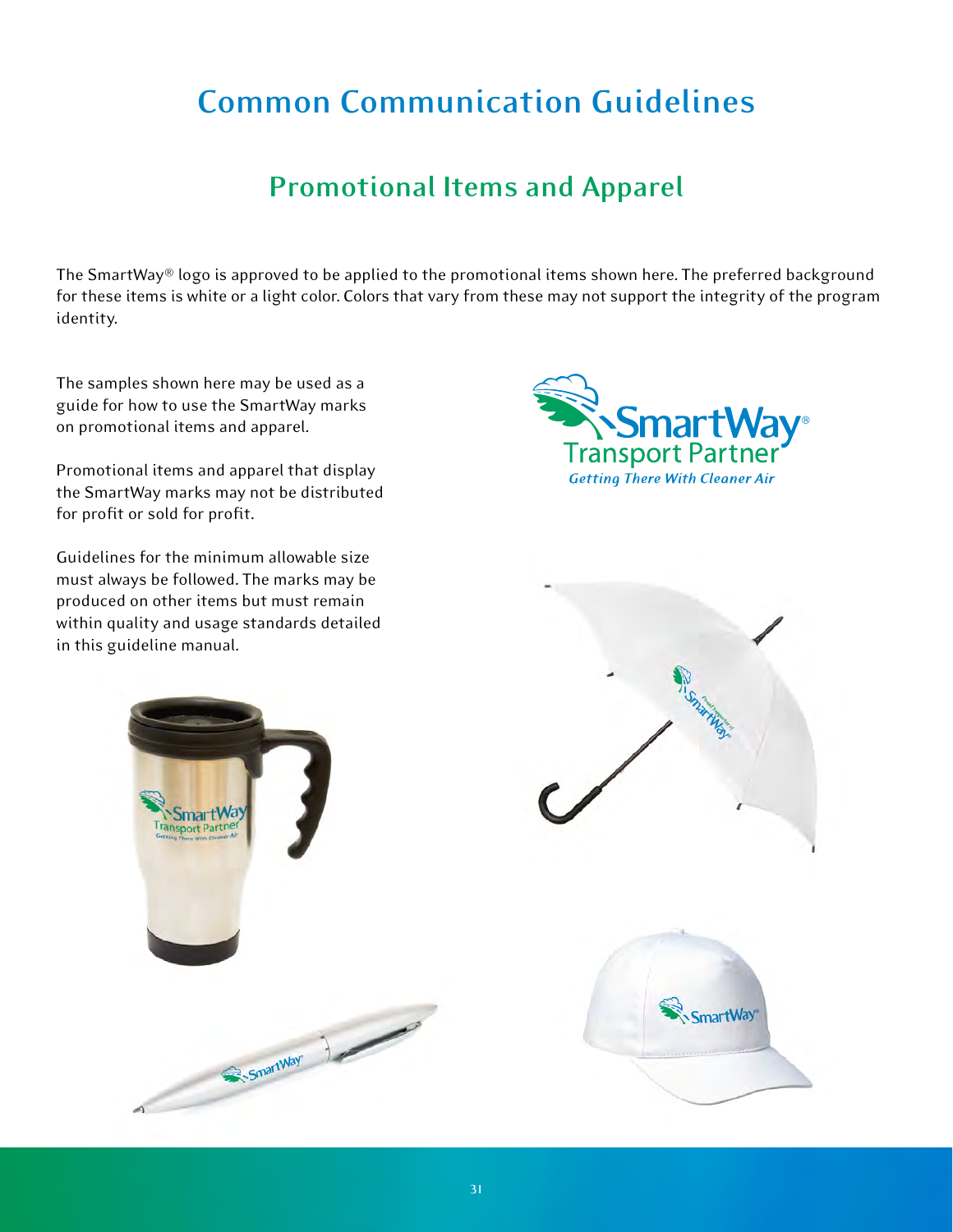# Common Communication Guidelines

## Promotional Items and Apparel

The SmartWay® logo is approved to be applied to the promotional items shown here. The preferred background for these items is white or a light color. Colors that vary from these may not support the integrity of the program identity.

The samples shown here may be used as a guide for how to use the SmartWay marks on promotional items and apparel.

Promotional items and apparel that display the SmartWay marks may not be distributed for profit or sold for profit.

Guidelines for the minimum allowable size must always be followed. The marks may be produced on other items but must remain within quality and usage standards detailed in this guideline manual.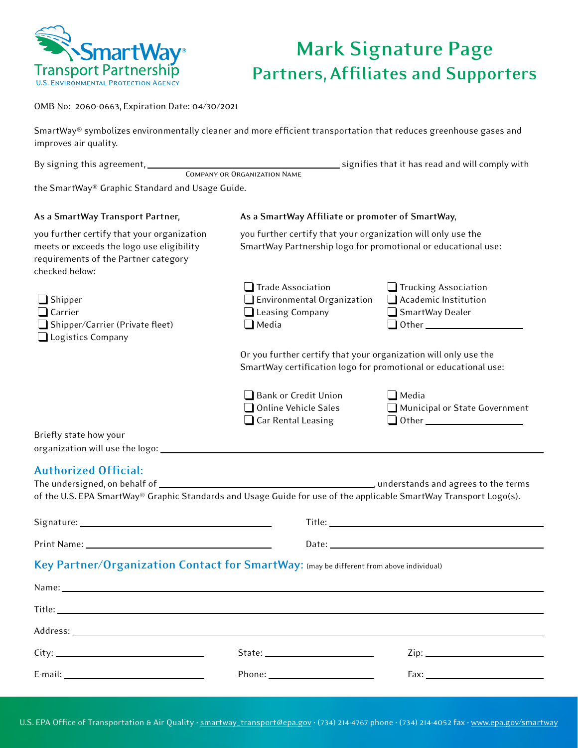SmartWay Transport Partnership
U.S. Environmental Protection Agency

# Mark Signature Page
## Partners, Affiliates and Supporters

OMB No: 2060-0663, Expiration Date: 04/30/2021

SmartWay® symbolizes environmentally cleaner and more efficient transportation that reduces greenhouse gases and improves air quality.

By signing this agreement, ______________________________ signifies that it has read and will comply with
Company or Organization Name

the SmartWay® Graphic Standard and Usage Guide.

**As a SmartWay Transport Partner,**

you further certify that your organization meets or exceeds the logo use eligibility requirements of the Partner category checked below:

- ❑ Shipper
- ❑ Carrier
- ❑ Shipper/Carrier (Private fleet)
- ❑ Logistics Company

**As a SmartWay Affiliate or promoter of SmartWay,**

you further certify that your organization will only use the SmartWay Partnership logo for promotional or educational use:

- ❑ Trade Association
- ❑ Environmental Organization
- ❑ Leasing Company
- ❑ Media
- ❑ Trucking Association
- ❑ Academic Institution
- ❑ SmartWay Dealer
- ❑ Other ____________________

Or you further certify that your organization will only use the SmartWay certification logo for promotional or educational use:

- ❑ Bank or Credit Union
- ❑ Online Vehicle Sales
- ❑ Car Rental Leasing
- ❑ Media
- ❑ Municipal or State Government
- ❑ Other ____________________

Briefly state how your organization will use the logo: ______________________________

## Authorized Official:

The undersigned, on behalf of ______________________________, understands and agrees to the terms of the U.S. EPA SmartWay® Graphic Standards and Usage Guide for use of the applicable SmartWay Transport Logo(s).

Signature: ______________________________ Title: ______________________________

Print Name: ______________________________ Date: ______________________________

## Key Partner/Organization Contact for SmartWay: (may be different from above individual)

Name: ______________________________

Title: ______________________________

Address: ______________________________

City: ____________________ State: ____________________ Zip: ____________________

E-mail: ____________________ Phone: ____________________ Fax: ____________________

U.S. EPA Office of Transportation & Air Quality · smartway_transport@epa.gov · (734) 214-4767 phone · (734) 214-4052 fax · www.epa.gov/smartway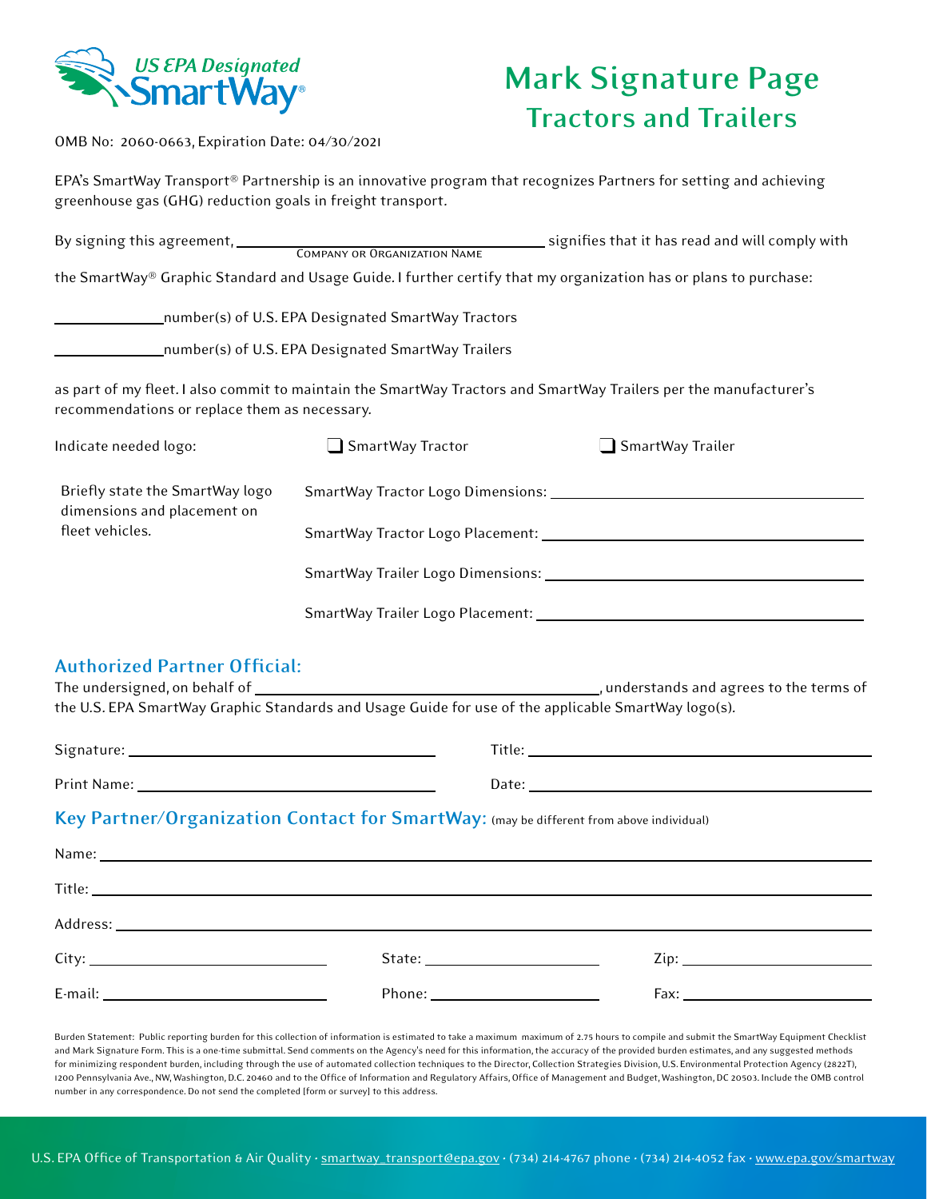US EPA Designated SmartWay®

# Mark Signature Page
## Tractors and Trailers

OMB No: 2060-0663, Expiration Date: 04/30/2021

EPA's SmartWay Transport® Partnership is an innovative program that recognizes Partners for setting and achieving greenhouse gas (GHG) reduction goals in freight transport.

By signing this agreement, ______________________ (Company or Organization Name) signifies that it has read and will comply with the SmartWay® Graphic Standard and Usage Guide. I further certify that my organization has or plans to purchase:

__________ number(s) of U.S. EPA Designated SmartWay Tractors

__________ number(s) of U.S. EPA Designated SmartWay Trailers

as part of my fleet. I also commit to maintain the SmartWay Tractors and SmartWay Trailers per the manufacturer's recommendations or replace them as necessary.

Indicate needed logo: ☐ SmartWay Tractor ☐ SmartWay Trailer

Briefly state the SmartWay logo dimensions and placement on fleet vehicles.

SmartWay Tractor Logo Dimensions: ______________________

SmartWay Tractor Logo Placement: ______________________

SmartWay Trailer Logo Dimensions: ______________________

SmartWay Trailer Logo Placement: ______________________

### Authorized Partner Official:

The undersigned, on behalf of ______________________, understands and agrees to the terms of the U.S. EPA SmartWay Graphic Standards and Usage Guide for use of the applicable SmartWay logo(s).

Signature: ______________________ Title: ______________________

Print Name: ______________________ Date: ______________________

### Key Partner/Organization Contact for SmartWay: (may be different from above individual)

Name: ______________________

Title: ______________________

Address: ______________________

City: ______________ State: ______________ Zip: ______________

E-mail: ______________ Phone: ______________ Fax: ______________

Burden Statement: Public reporting burden for this collection of information is estimated to take a maximum maximum of 2.75 hours to compile and submit the SmartWay Equipment Checklist and Mark Signature Form. This is a one-time submittal. Send comments on the Agency's need for this information, the accuracy of the provided burden estimates, and any suggested methods for minimizing respondent burden, including through the use of automated collection techniques to the Director, Collection Strategies Division, U.S. Environmental Protection Agency (2822T), 1200 Pennsylvania Ave., NW, Washington, D.C. 20460 and to the Office of Information and Regulatory Affairs, Office of Management and Budget, Washington, DC 20503. Include the OMB control number in any correspondence. Do not send the completed [form or survey] to this address.

U.S. EPA Office of Transportation & Air Quality · smartway_transport@epa.gov · (734) 214-4767 phone · (734) 214-4052 fax · www.epa.gov/smartway